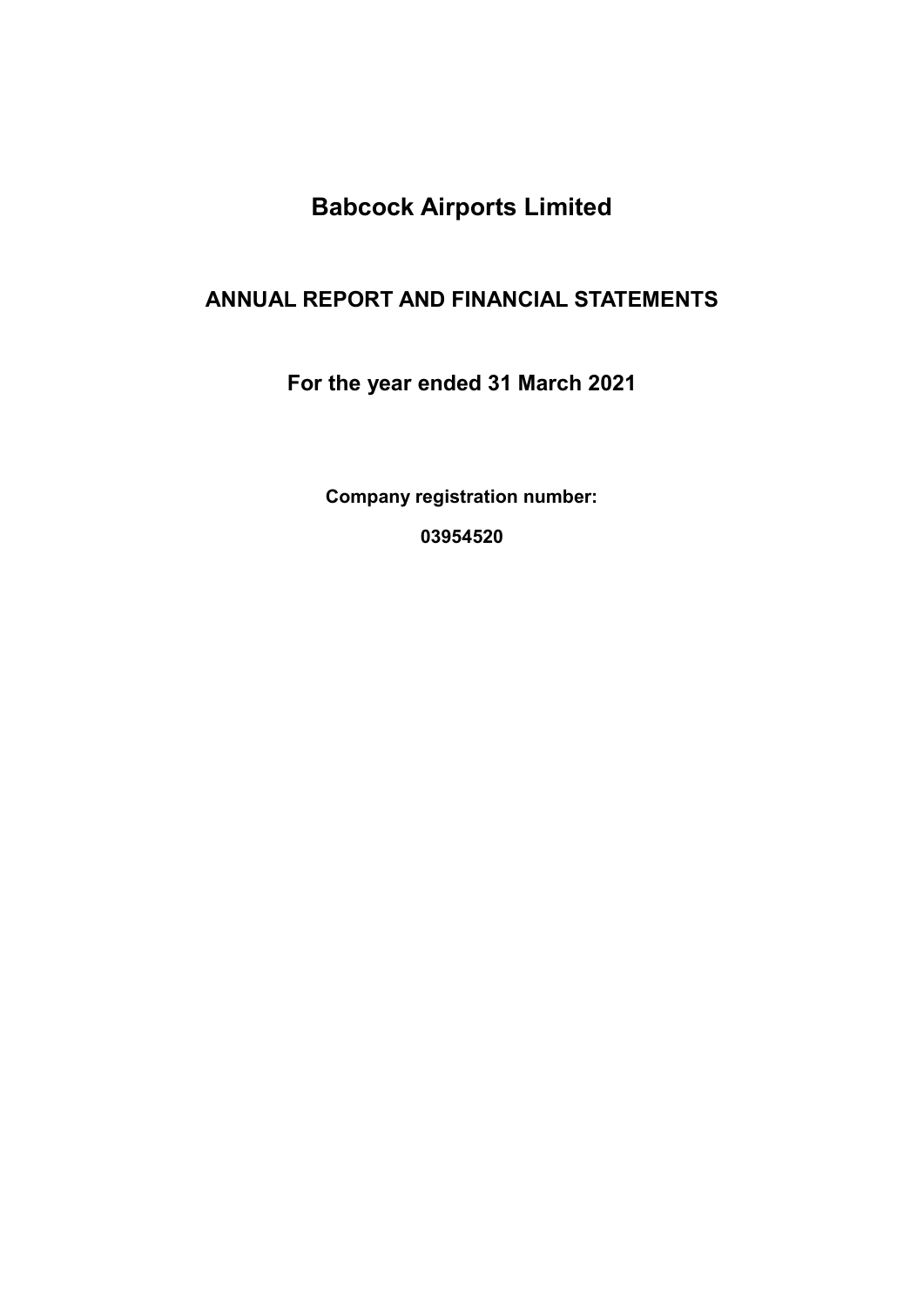# Babcock Airports Limited

## ANNUAL REPORT AND FINANCIAL STATEMENTS

## For the year ended 31 March 2021

**Company registration number:**

**03954520**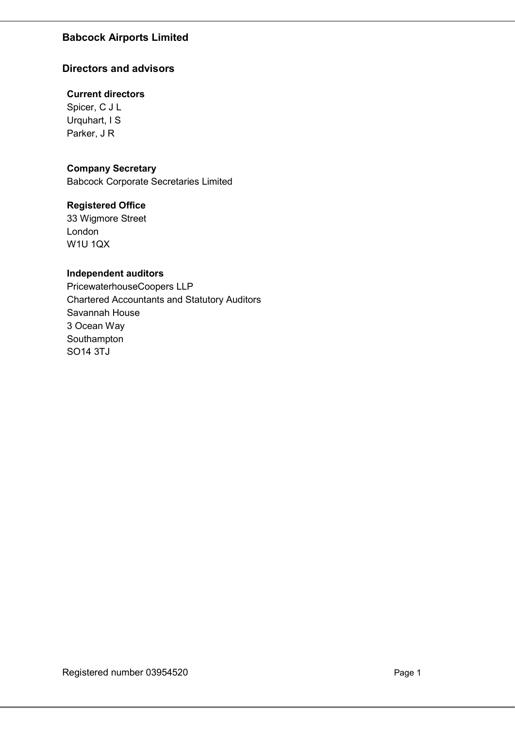# Babcock Airports Limited

## Directors and advisors

### Current directors

Spicer, C J L
Urquhart, I S
Parker, J R

### Company Secretary

Babcock Corporate Secretaries Limited

### Registered Office

33 Wigmore Street
London
W1U 1QX

### Independent auditors

PricewaterhouseCoopers LLP
Chartered Accountants and Statutory Auditors
Savannah House
3 Ocean Way
Southampton
SO14 3TJ

Registered number 03954520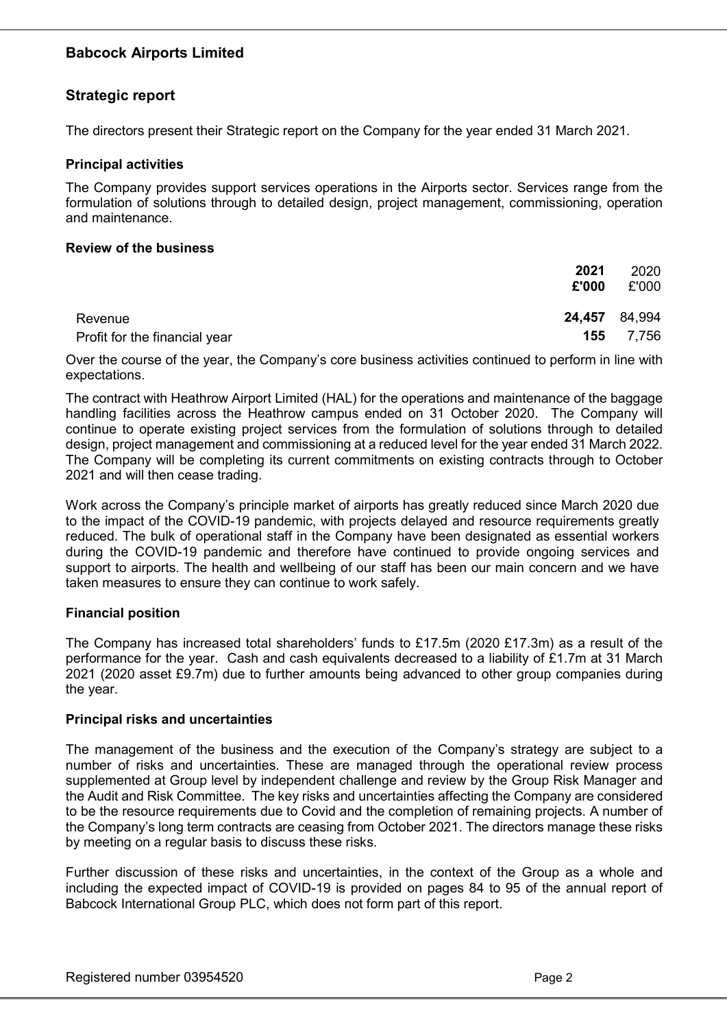# Babcock Airports Limited

## Strategic report

The directors present their Strategic report on the Company for the year ended 31 March 2021.

### Principal activities

The Company provides support services operations in the Airports sector. Services range from the formulation of solutions through to detailed design, project management, commissioning, operation and maintenance.

### Review of the business

| | **2021** **£'000** | 2020 £'000 |
|---|---|---|
| Revenue | **24,457** | 84,994 |
| Profit for the financial year | **155** | 7,756 |

Over the course of the year, the Company's core business activities continued to perform in line with expectations.

The contract with Heathrow Airport Limited (HAL) for the operations and maintenance of the baggage handling facilities across the Heathrow campus ended on 31 October 2020. The Company will continue to operate existing project services from the formulation of solutions through to detailed design, project management and commissioning at a reduced level for the year ended 31 March 2022. The Company will be completing its current commitments on existing contracts through to October 2021 and will then cease trading.

Work across the Company's principle market of airports has greatly reduced since March 2020 due to the impact of the COVID-19 pandemic, with projects delayed and resource requirements greatly reduced. The bulk of operational staff in the Company have been designated as essential workers during the COVID-19 pandemic and therefore have continued to provide ongoing services and support to airports. The health and wellbeing of our staff has been our main concern and we have taken measures to ensure they can continue to work safely.

### Financial position

The Company has increased total shareholders' funds to £17.5m (2020 £17.3m) as a result of the performance for the year. Cash and cash equivalents decreased to a liability of £1.7m at 31 March 2021 (2020 asset £9.7m) due to further amounts being advanced to other group companies during the year.

### Principal risks and uncertainties

The management of the business and the execution of the Company's strategy are subject to a number of risks and uncertainties. These are managed through the operational review process supplemented at Group level by independent challenge and review by the Group Risk Manager and the Audit and Risk Committee. The key risks and uncertainties affecting the Company are considered to be the resource requirements due to Covid and the completion of remaining projects. A number of the Company's long term contracts are ceasing from October 2021. The directors manage these risks by meeting on a regular basis to discuss these risks.

Further discussion of these risks and uncertainties, in the context of the Group as a whole and including the expected impact of COVID-19 is provided on pages 84 to 95 of the annual report of Babcock International Group PLC, which does not form part of this report.

Registered number 03954520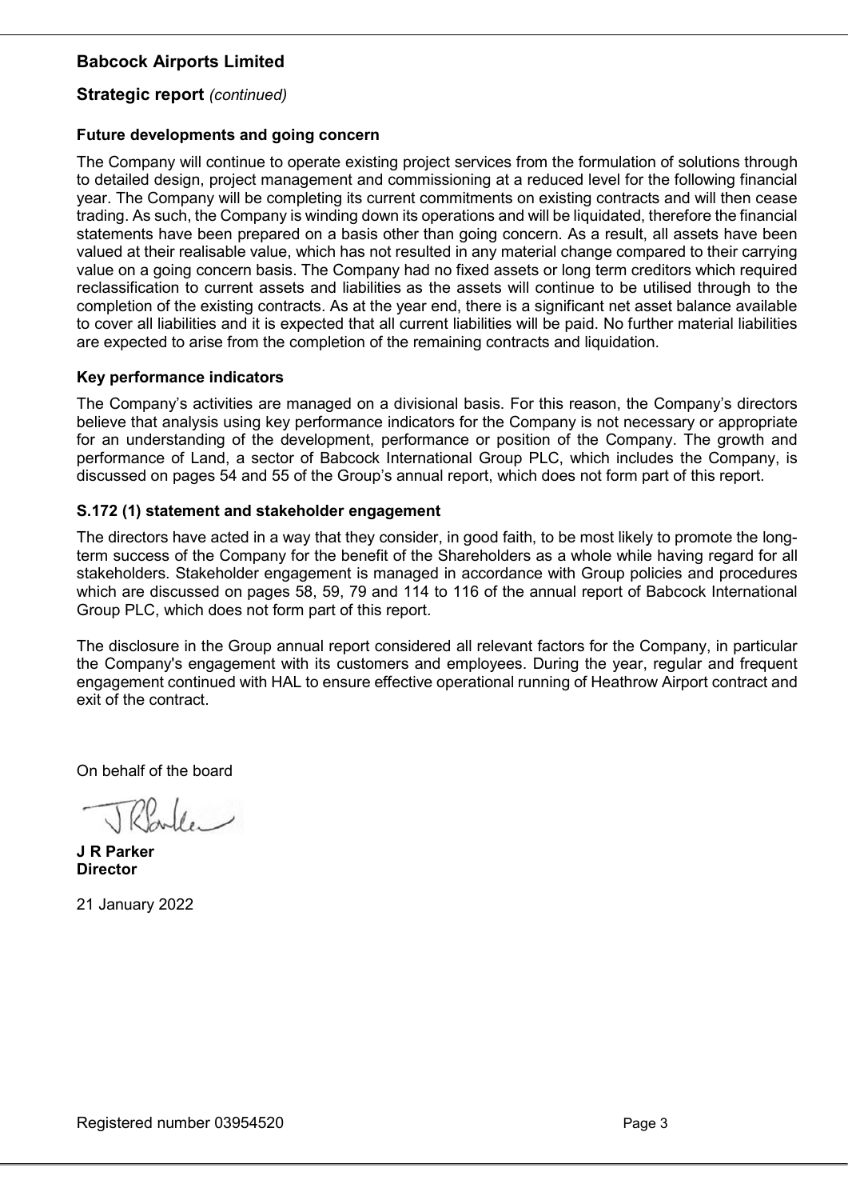# Babcock Airports Limited

## Strategic report *(continued)*

### Future developments and going concern

The Company will continue to operate existing project services from the formulation of solutions through to detailed design, project management and commissioning at a reduced level for the following financial year. The Company will be completing its current commitments on existing contracts and will then cease trading. As such, the Company is winding down its operations and will be liquidated, therefore the financial statements have been prepared on a basis other than going concern. As a result, all assets have been valued at their realisable value, which has not resulted in any material change compared to their carrying value on a going concern basis. The Company had no fixed assets or long term creditors which required reclassification to current assets and liabilities as the assets will continue to be utilised through to the completion of the existing contracts. As at the year end, there is a significant net asset balance available to cover all liabilities and it is expected that all current liabilities will be paid. No further material liabilities are expected to arise from the completion of the remaining contracts and liquidation.

### Key performance indicators

The Company's activities are managed on a divisional basis. For this reason, the Company's directors believe that analysis using key performance indicators for the Company is not necessary or appropriate for an understanding of the development, performance or position of the Company. The growth and performance of Land, a sector of Babcock International Group PLC, which includes the Company, is discussed on pages 54 and 55 of the Group's annual report, which does not form part of this report.

### S.172 (1) statement and stakeholder engagement

The directors have acted in a way that they consider, in good faith, to be most likely to promote the long-term success of the Company for the benefit of the Shareholders as a whole while having regard for all stakeholders. Stakeholder engagement is managed in accordance with Group policies and procedures which are discussed on pages 58, 59, 79 and 114 to 116 of the annual report of Babcock International Group PLC, which does not form part of this report.

The disclosure in the Group annual report considered all relevant factors for the Company, in particular the Company's engagement with its customers and employees. During the year, regular and frequent engagement continued with HAL to ensure effective operational running of Heathrow Airport contract and exit of the contract.

On behalf of the board

**J R Parker**
**Director**

21 January 2022

Registered number 03954520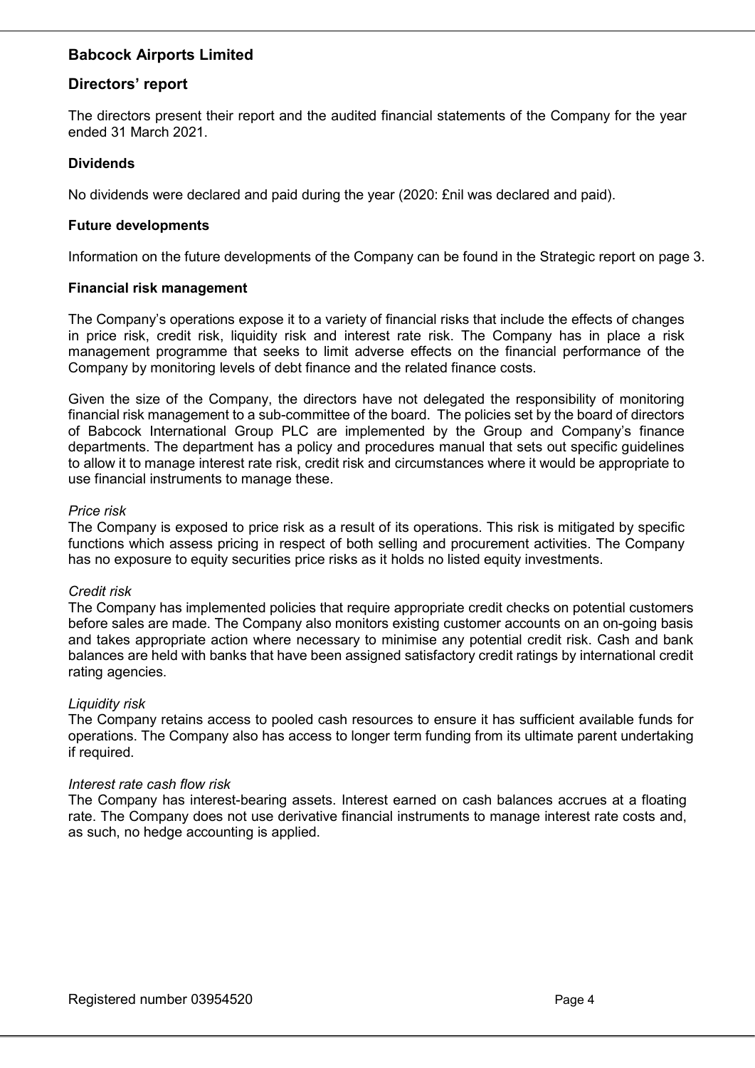# Babcock Airports Limited

## Directors' report

The directors present their report and the audited financial statements of the Company for the year ended 31 March 2021.

### Dividends

No dividends were declared and paid during the year (2020: £nil was declared and paid).

### Future developments

Information on the future developments of the Company can be found in the Strategic report on page 3.

### Financial risk management

The Company's operations expose it to a variety of financial risks that include the effects of changes in price risk, credit risk, liquidity risk and interest rate risk. The Company has in place a risk management programme that seeks to limit adverse effects on the financial performance of the Company by monitoring levels of debt finance and the related finance costs.

Given the size of the Company, the directors have not delegated the responsibility of monitoring financial risk management to a sub-committee of the board. The policies set by the board of directors of Babcock International Group PLC are implemented by the Group and Company's finance departments. The department has a policy and procedures manual that sets out specific guidelines to allow it to manage interest rate risk, credit risk and circumstances where it would be appropriate to use financial instruments to manage these.

*Price risk*
The Company is exposed to price risk as a result of its operations. This risk is mitigated by specific functions which assess pricing in respect of both selling and procurement activities. The Company has no exposure to equity securities price risks as it holds no listed equity investments.

*Credit risk*
The Company has implemented policies that require appropriate credit checks on potential customers before sales are made. The Company also monitors existing customer accounts on an on-going basis and takes appropriate action where necessary to minimise any potential credit risk. Cash and bank balances are held with banks that have been assigned satisfactory credit ratings by international credit rating agencies.

*Liquidity risk*
The Company retains access to pooled cash resources to ensure it has sufficient available funds for operations. The Company also has access to longer term funding from its ultimate parent undertaking if required.

*Interest rate cash flow risk*
The Company has interest-bearing assets. Interest earned on cash balances accrues at a floating rate. The Company does not use derivative financial instruments to manage interest rate costs and, as such, no hedge accounting is applied.

Registered number 03954520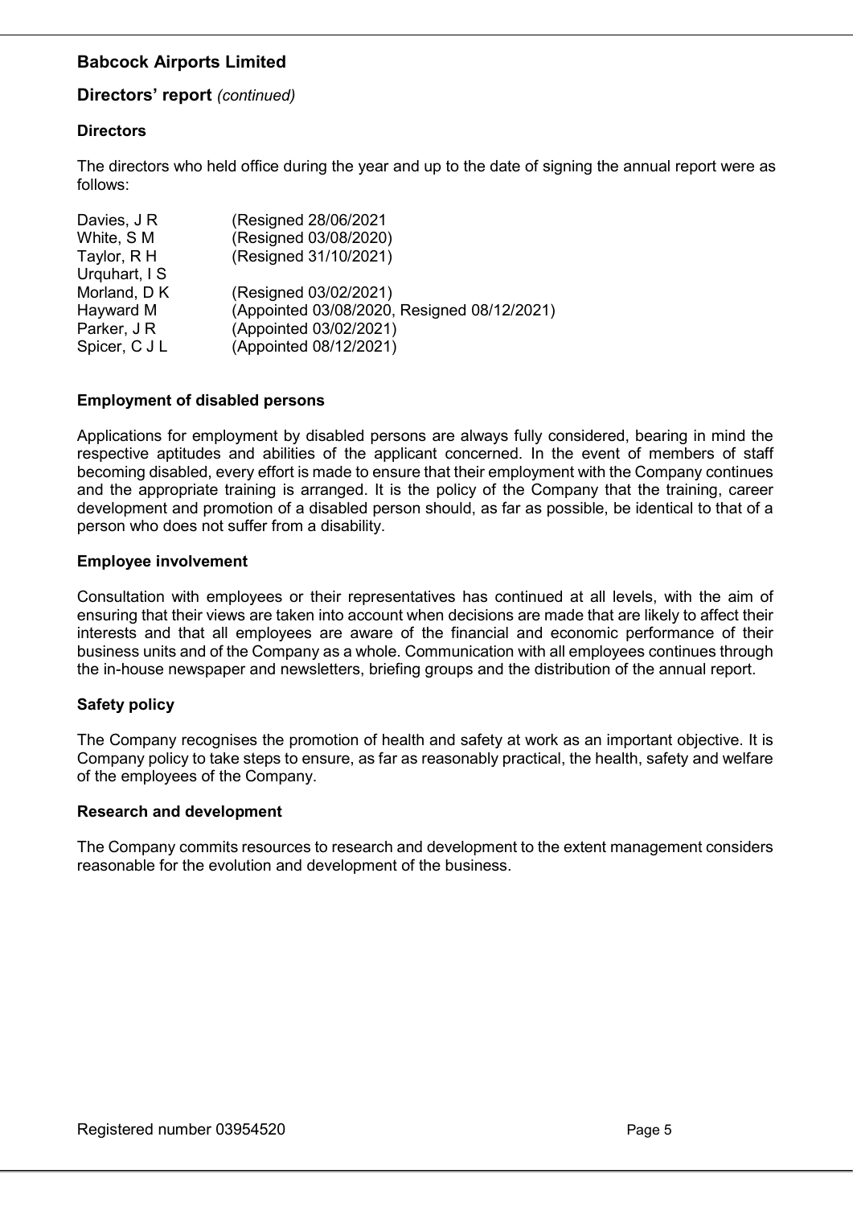# Babcock Airports Limited

## Directors' report *(continued)*

### Directors

The directors who held office during the year and up to the date of signing the annual report were as follows:

| | |
|---|---|
| Davies, J R | (Resigned 28/06/2021 |
| White, S M | (Resigned 03/08/2020) |
| Taylor, R H | (Resigned 31/10/2021) |
| Urquhart, I S | |
| Morland, D K | (Resigned 03/02/2021) |
| Hayward M | (Appointed 03/08/2020, Resigned 08/12/2021) |
| Parker, J R | (Appointed 03/02/2021) |
| Spicer, C J L | (Appointed 08/12/2021) |

### Employment of disabled persons

Applications for employment by disabled persons are always fully considered, bearing in mind the respective aptitudes and abilities of the applicant concerned. In the event of members of staff becoming disabled, every effort is made to ensure that their employment with the Company continues and the appropriate training is arranged. It is the policy of the Company that the training, career development and promotion of a disabled person should, as far as possible, be identical to that of a person who does not suffer from a disability.

### Employee involvement

Consultation with employees or their representatives has continued at all levels, with the aim of ensuring that their views are taken into account when decisions are made that are likely to affect their interests and that all employees are aware of the financial and economic performance of their business units and of the Company as a whole. Communication with all employees continues through the in-house newspaper and newsletters, briefing groups and the distribution of the annual report.

### Safety policy

The Company recognises the promotion of health and safety at work as an important objective. It is Company policy to take steps to ensure, as far as reasonably practical, the health, safety and welfare of the employees of the Company.

### Research and development

The Company commits resources to research and development to the extent management considers reasonable for the evolution and development of the business.

Registered number 03954520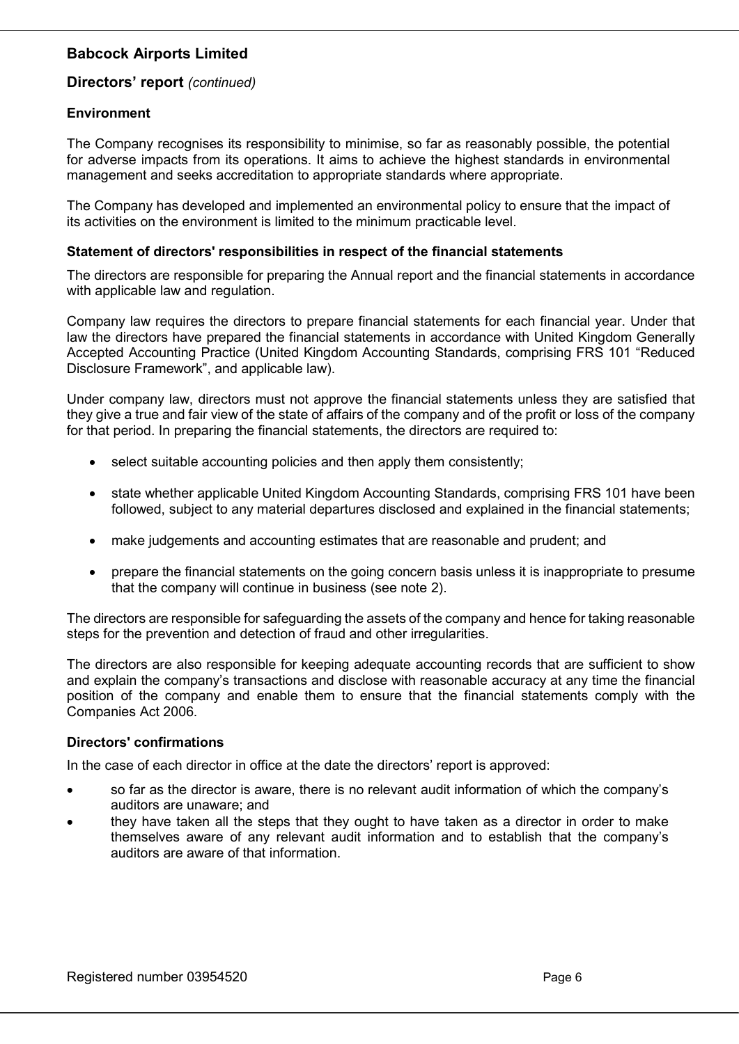**Babcock Airports Limited**

**Directors' report** *(continued)*

### Environment

The Company recognises its responsibility to minimise, so far as reasonably possible, the potential for adverse impacts from its operations. It aims to achieve the highest standards in environmental management and seeks accreditation to appropriate standards where appropriate.

The Company has developed and implemented an environmental policy to ensure that the impact of its activities on the environment is limited to the minimum practicable level.

### Statement of directors' responsibilities in respect of the financial statements

The directors are responsible for preparing the Annual report and the financial statements in accordance with applicable law and regulation.

Company law requires the directors to prepare financial statements for each financial year. Under that law the directors have prepared the financial statements in accordance with United Kingdom Generally Accepted Accounting Practice (United Kingdom Accounting Standards, comprising FRS 101 "Reduced Disclosure Framework", and applicable law).

Under company law, directors must not approve the financial statements unless they are satisfied that they give a true and fair view of the state of affairs of the company and of the profit or loss of the company for that period. In preparing the financial statements, the directors are required to:

- select suitable accounting policies and then apply them consistently;
- state whether applicable United Kingdom Accounting Standards, comprising FRS 101 have been followed, subject to any material departures disclosed and explained in the financial statements;
- make judgements and accounting estimates that are reasonable and prudent; and
- prepare the financial statements on the going concern basis unless it is inappropriate to presume that the company will continue in business (see note 2).

The directors are responsible for safeguarding the assets of the company and hence for taking reasonable steps for the prevention and detection of fraud and other irregularities.

The directors are also responsible for keeping adequate accounting records that are sufficient to show and explain the company's transactions and disclose with reasonable accuracy at any time the financial position of the company and enable them to ensure that the financial statements comply with the Companies Act 2006.

### Directors' confirmations

In the case of each director in office at the date the directors' report is approved:

- so far as the director is aware, there is no relevant audit information of which the company's auditors are unaware; and
- they have taken all the steps that they ought to have taken as a director in order to make themselves aware of any relevant audit information and to establish that the company's auditors are aware of that information.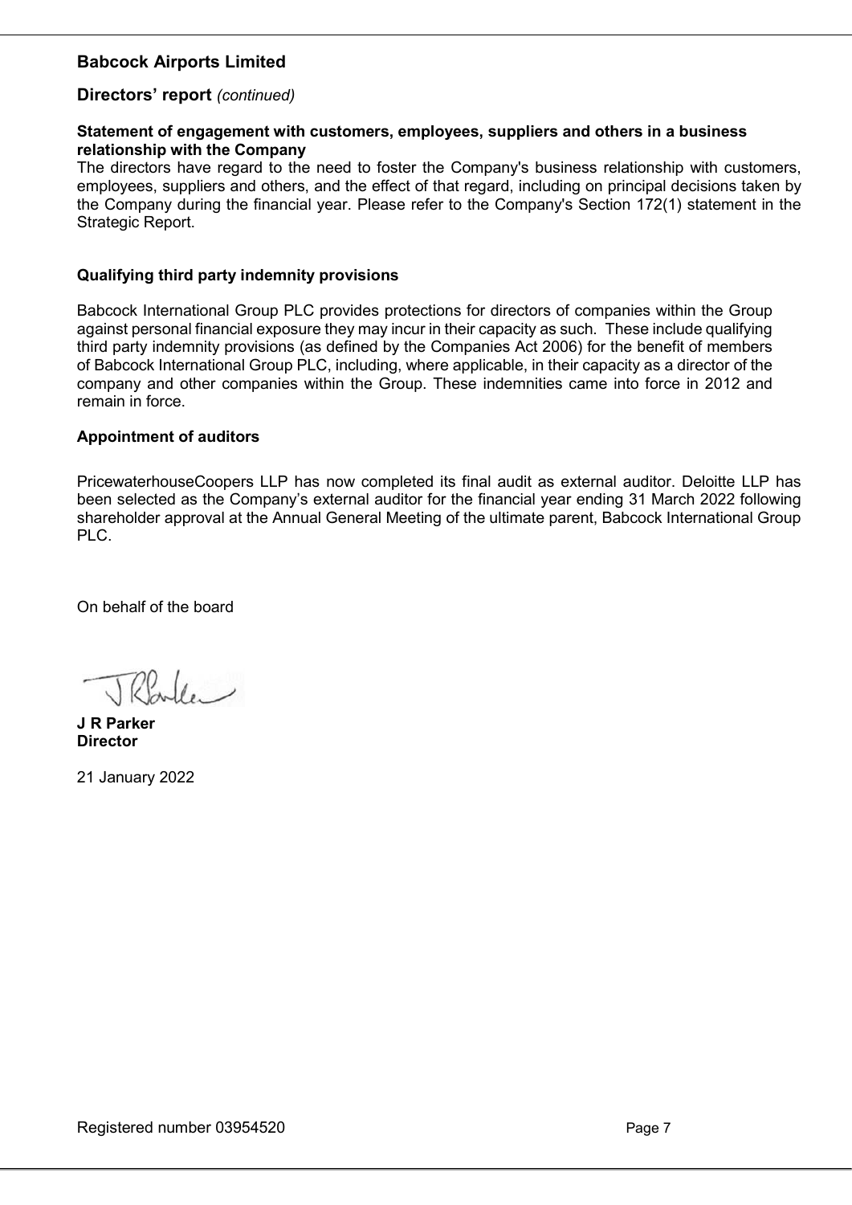## Babcock Airports Limited

### Directors' report *(continued)*

**Statement of engagement with customers, employees, suppliers and others in a business relationship with the Company**

The directors have regard to the need to foster the Company's business relationship with customers, employees, suppliers and others, and the effect of that regard, including on principal decisions taken by the Company during the financial year. Please refer to the Company's Section 172(1) statement in the Strategic Report.

**Qualifying third party indemnity provisions**

Babcock International Group PLC provides protections for directors of companies within the Group against personal financial exposure they may incur in their capacity as such. These include qualifying third party indemnity provisions (as defined by the Companies Act 2006) for the benefit of members of Babcock International Group PLC, including, where applicable, in their capacity as a director of the company and other companies within the Group. These indemnities came into force in 2012 and remain in force.

**Appointment of auditors**

PricewaterhouseCoopers LLP has now completed its final audit as external auditor. Deloitte LLP has been selected as the Company's external auditor for the financial year ending 31 March 2022 following shareholder approval at the Annual General Meeting of the ultimate parent, Babcock International Group PLC.

On behalf of the board

**J R Parker**
**Director**

21 January 2022

Registered number 03954520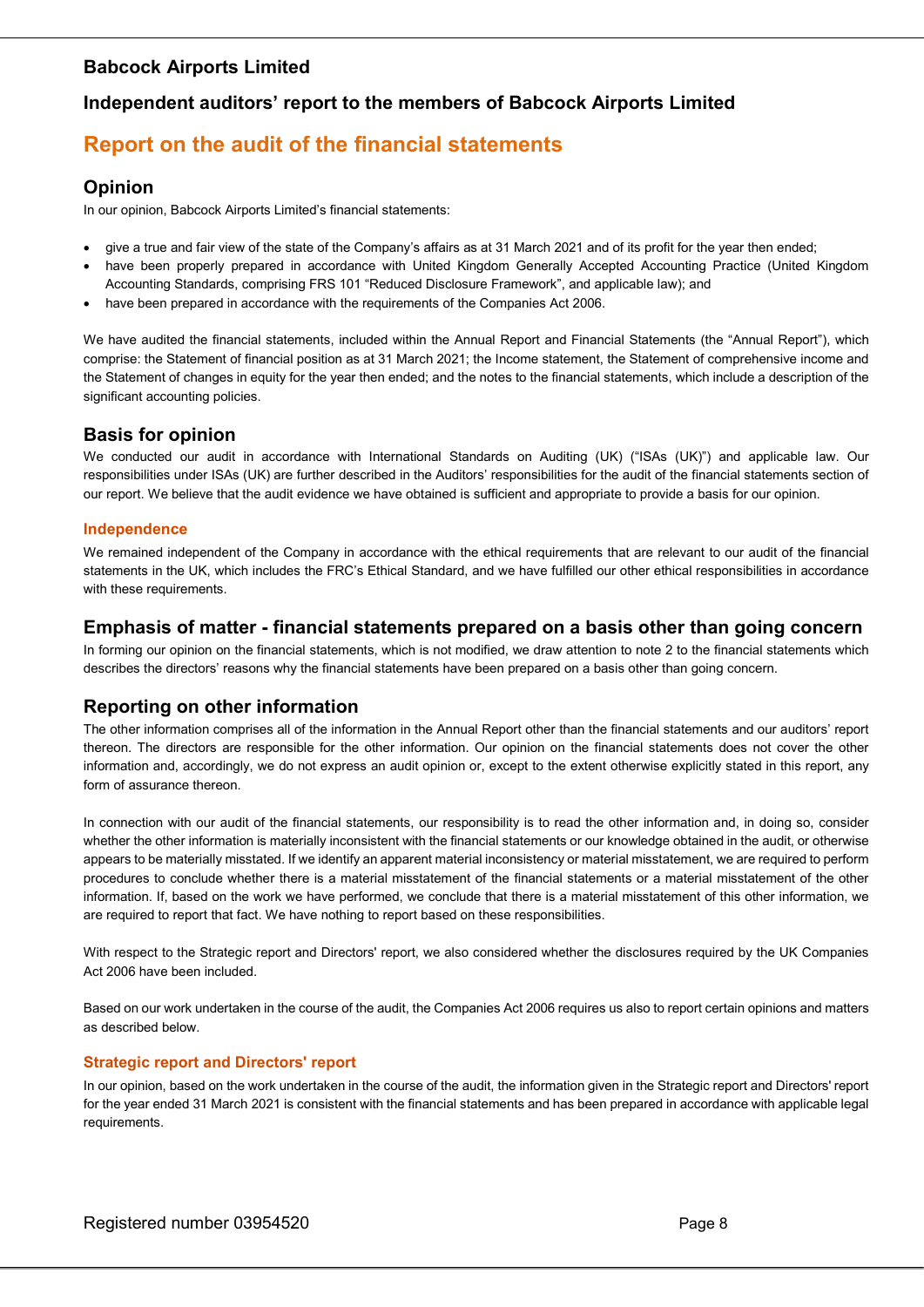# Babcock Airports Limited

## Independent auditors' report to the members of Babcock Airports Limited

# Report on the audit of the financial statements

## Opinion

In our opinion, Babcock Airports Limited's financial statements:

- give a true and fair view of the state of the Company's affairs as at 31 March 2021 and of its profit for the year then ended;
- have been properly prepared in accordance with United Kingdom Generally Accepted Accounting Practice (United Kingdom Accounting Standards, comprising FRS 101 "Reduced Disclosure Framework", and applicable law); and
- have been prepared in accordance with the requirements of the Companies Act 2006.

We have audited the financial statements, included within the Annual Report and Financial Statements (the "Annual Report"), which comprise: the Statement of financial position as at 31 March 2021; the Income statement, the Statement of comprehensive income and the Statement of changes in equity for the year then ended; and the notes to the financial statements, which include a description of the significant accounting policies.

## Basis for opinion

We conducted our audit in accordance with International Standards on Auditing (UK) ("ISAs (UK)") and applicable law. Our responsibilities under ISAs (UK) are further described in the Auditors' responsibilities for the audit of the financial statements section of our report. We believe that the audit evidence we have obtained is sufficient and appropriate to provide a basis for our opinion.

### Independence

We remained independent of the Company in accordance with the ethical requirements that are relevant to our audit of the financial statements in the UK, which includes the FRC's Ethical Standard, and we have fulfilled our other ethical responsibilities in accordance with these requirements.

## Emphasis of matter - financial statements prepared on a basis other than going concern

In forming our opinion on the financial statements, which is not modified, we draw attention to note 2 to the financial statements which describes the directors' reasons why the financial statements have been prepared on a basis other than going concern.

## Reporting on other information

The other information comprises all of the information in the Annual Report other than the financial statements and our auditors' report thereon. The directors are responsible for the other information. Our opinion on the financial statements does not cover the other information and, accordingly, we do not express an audit opinion or, except to the extent otherwise explicitly stated in this report, any form of assurance thereon.

In connection with our audit of the financial statements, our responsibility is to read the other information and, in doing so, consider whether the other information is materially inconsistent with the financial statements or our knowledge obtained in the audit, or otherwise appears to be materially misstated. If we identify an apparent material inconsistency or material misstatement, we are required to perform procedures to conclude whether there is a material misstatement of the financial statements or a material misstatement of the other information. If, based on the work we have performed, we conclude that there is a material misstatement of this other information, we are required to report that fact. We have nothing to report based on these responsibilities.

With respect to the Strategic report and Directors' report, we also considered whether the disclosures required by the UK Companies Act 2006 have been included.

Based on our work undertaken in the course of the audit, the Companies Act 2006 requires us also to report certain opinions and matters as described below.

### Strategic report and Directors' report

In our opinion, based on the work undertaken in the course of the audit, the information given in the Strategic report and Directors' report for the year ended 31 March 2021 is consistent with the financial statements and has been prepared in accordance with applicable legal requirements.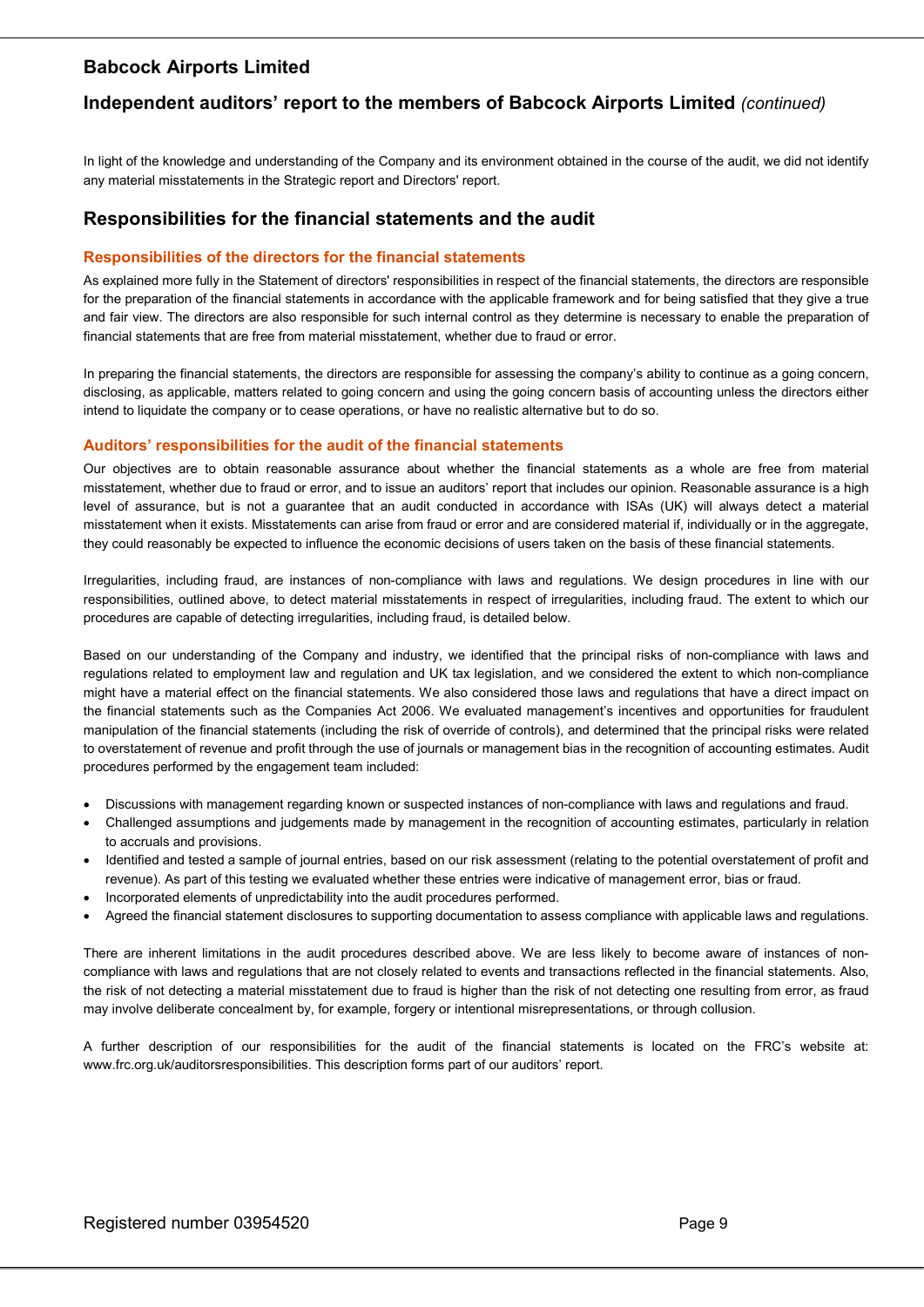## Independent auditors' report to the members of Babcock Airports Limited *(continued)*

In light of the knowledge and understanding of the Company and its environment obtained in the course of the audit, we did not identify any material misstatements in the Strategic report and Directors' report.

## Responsibilities for the financial statements and the audit

### Responsibilities of the directors for the financial statements

As explained more fully in the Statement of directors' responsibilities in respect of the financial statements, the directors are responsible for the preparation of the financial statements in accordance with the applicable framework and for being satisfied that they give a true and fair view. The directors are also responsible for such internal control as they determine is necessary to enable the preparation of financial statements that are free from material misstatement, whether due to fraud or error.

In preparing the financial statements, the directors are responsible for assessing the company's ability to continue as a going concern, disclosing, as applicable, matters related to going concern and using the going concern basis of accounting unless the directors either intend to liquidate the company or to cease operations, or have no realistic alternative but to do so.

### Auditors' responsibilities for the audit of the financial statements

Our objectives are to obtain reasonable assurance about whether the financial statements as a whole are free from material misstatement, whether due to fraud or error, and to issue an auditors' report that includes our opinion. Reasonable assurance is a high level of assurance, but is not a guarantee that an audit conducted in accordance with ISAs (UK) will always detect a material misstatement when it exists. Misstatements can arise from fraud or error and are considered material if, individually or in the aggregate, they could reasonably be expected to influence the economic decisions of users taken on the basis of these financial statements.

Irregularities, including fraud, are instances of non-compliance with laws and regulations. We design procedures in line with our responsibilities, outlined above, to detect material misstatements in respect of irregularities, including fraud. The extent to which our procedures are capable of detecting irregularities, including fraud, is detailed below.

Based on our understanding of the Company and industry, we identified that the principal risks of non-compliance with laws and regulations related to employment law and regulation and UK tax legislation, and we considered the extent to which non-compliance might have a material effect on the financial statements. We also considered those laws and regulations that have a direct impact on the financial statements such as the Companies Act 2006. We evaluated management's incentives and opportunities for fraudulent manipulation of the financial statements (including the risk of override of controls), and determined that the principal risks were related to overstatement of revenue and profit through the use of journals or management bias in the recognition of accounting estimates. Audit procedures performed by the engagement team included:

- Discussions with management regarding known or suspected instances of non-compliance with laws and regulations and fraud.
- Challenged assumptions and judgements made by management in the recognition of accounting estimates, particularly in relation to accruals and provisions.
- Identified and tested a sample of journal entries, based on our risk assessment (relating to the potential overstatement of profit and revenue). As part of this testing we evaluated whether these entries were indicative of management error, bias or fraud.
- Incorporated elements of unpredictability into the audit procedures performed.
- Agreed the financial statement disclosures to supporting documentation to assess compliance with applicable laws and regulations.

There are inherent limitations in the audit procedures described above. We are less likely to become aware of instances of non-compliance with laws and regulations that are not closely related to events and transactions reflected in the financial statements. Also, the risk of not detecting a material misstatement due to fraud is higher than the risk of not detecting one resulting from error, as fraud may involve deliberate concealment by, for example, forgery or intentional misrepresentations, or through collusion.

A further description of our responsibilities for the audit of the financial statements is located on the FRC's website at: www.frc.org.uk/auditorsresponsibilities. This description forms part of our auditors' report.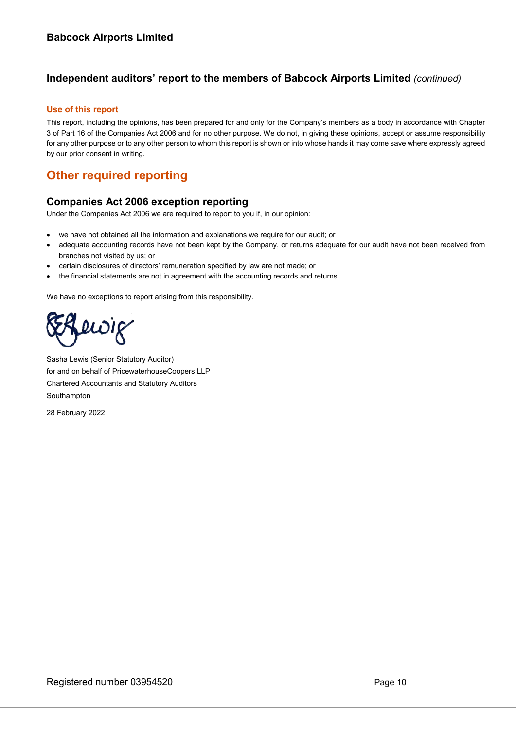## Independent auditors' report to the members of Babcock Airports Limited *(continued)*

### Use of this report

This report, including the opinions, has been prepared for and only for the Company's members as a body in accordance with Chapter 3 of Part 16 of the Companies Act 2006 and for no other purpose. We do not, in giving these opinions, accept or assume responsibility for any other purpose or to any other person to whom this report is shown or into whose hands it may come save where expressly agreed by our prior consent in writing.

# Other required reporting

### Companies Act 2006 exception reporting

Under the Companies Act 2006 we are required to report to you if, in our opinion:

- we have not obtained all the information and explanations we require for our audit; or
- adequate accounting records have not been kept by the Company, or returns adequate for our audit have not been received from branches not visited by us; or
- certain disclosures of directors' remuneration specified by law are not made; or
- the financial statements are not in agreement with the accounting records and returns.

We have no exceptions to report arising from this responsibility.

Sasha Lewis (Senior Statutory Auditor)
for and on behalf of PricewaterhouseCoopers LLP
Chartered Accountants and Statutory Auditors
Southampton

28 February 2022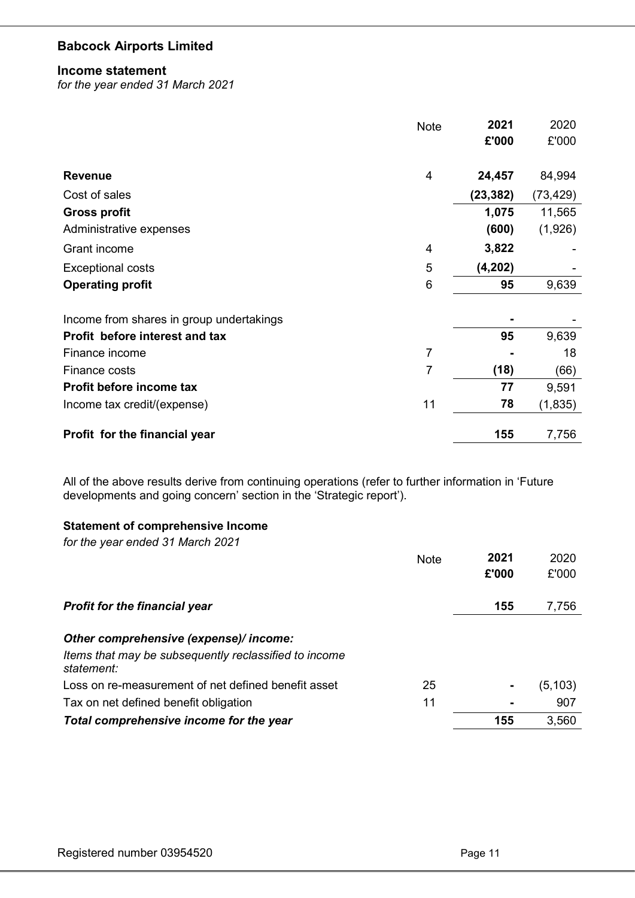# Babcock Airports Limited

## Income statement

*for the year ended 31 March 2021*

| | Note | **2021** | 2020 |
|---|---|---|---|
| | | **£'000** | £'000 |
| **Revenue** | 4 | **24,457** | 84,994 |
| Cost of sales | | **(23,382)** | (73,429) |
| **Gross profit** | | **1,075** | 11,565 |
| Administrative expenses | | **(600)** | (1,926) |
| Grant income | 4 | **3,822** | - |
| Exceptional costs | 5 | **(4,202)** | - |
| **Operating profit** | 6 | **95** | 9,639 |
| Income from shares in group undertakings | | **-** | - |
| **Profit before interest and tax** | | **95** | 9,639 |
| Finance income | 7 | **-** | 18 |
| Finance costs | 7 | **(18)** | (66) |
| **Profit before income tax** | | **77** | 9,591 |
| Income tax credit/(expense) | 11 | **78** | (1,835) |
| **Profit for the financial year** | | **155** | 7,756 |

All of the above results derive from continuing operations (refer to further information in 'Future developments and going concern' section in the 'Strategic report').

## Statement of comprehensive Income

*for the year ended 31 March 2021*

| | Note | **2021** | 2020 |
|---|---|---|---|
| | | **£'000** | £'000 |
| ***Profit for the financial year*** | | **155** | 7,756 |
| ***Other comprehensive (expense)/ income:*** | | | |
| *Items that may be subsequently reclassified to income statement:* | | | |
| Loss on re-measurement of net defined benefit asset | 25 | **-** | (5,103) |
| Tax on net defined benefit obligation | 11 | **-** | 907 |
| ***Total comprehensive income for the year*** | | **155** | 3,560 |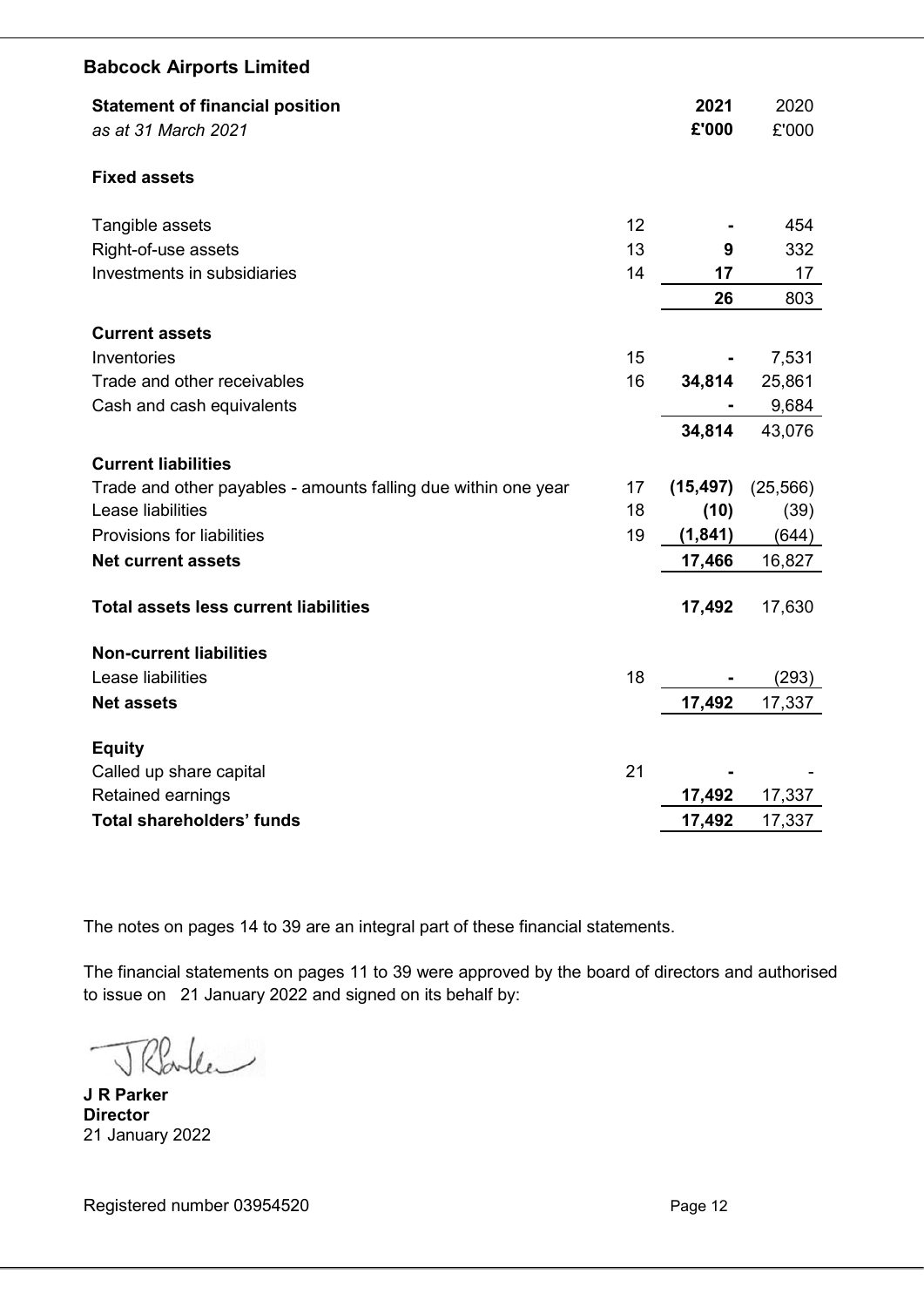## Babcock Airports Limited

| **Statement of financial position** *as at 31 March 2021* | | **2021** **£'000** | 2020 £'000 |
|---|---|---|---|
| **Fixed assets** | | | |
| Tangible assets | 12 | **-** | 454 |
| Right-of-use assets | 13 | **9** | 332 |
| Investments in subsidiaries | 14 | **17** | 17 |
| | | **26** | 803 |
| **Current assets** | | | |
| Inventories | 15 | **-** | 7,531 |
| Trade and other receivables | 16 | **34,814** | 25,861 |
| Cash and cash equivalents | | **-** | 9,684 |
| | | **34,814** | 43,076 |
| **Current liabilities** | | | |
| Trade and other payables - amounts falling due within one year | 17 | **(15,497)** | (25,566) |
| Lease liabilities | 18 | **(10)** | (39) |
| Provisions for liabilities | 19 | **(1,841)** | (644) |
| **Net current assets** | | **17,466** | 16,827 |
| **Total assets less current liabilities** | | **17,492** | 17,630 |
| **Non-current liabilities** | | | |
| Lease liabilities | 18 | **-** | (293) |
| **Net assets** | | **17,492** | 17,337 |
| **Equity** | | | |
| Called up share capital | 21 | **-** | - |
| Retained earnings | | **17,492** | 17,337 |
| **Total shareholders' funds** | | **17,492** | 17,337 |

The notes on pages 14 to 39 are an integral part of these financial statements.

The financial statements on pages 11 to 39 were approved by the board of directors and authorised to issue on 21 January 2022 and signed on its behalf by:

**J R Parker**
**Director**
21 January 2022

Registered number 03954520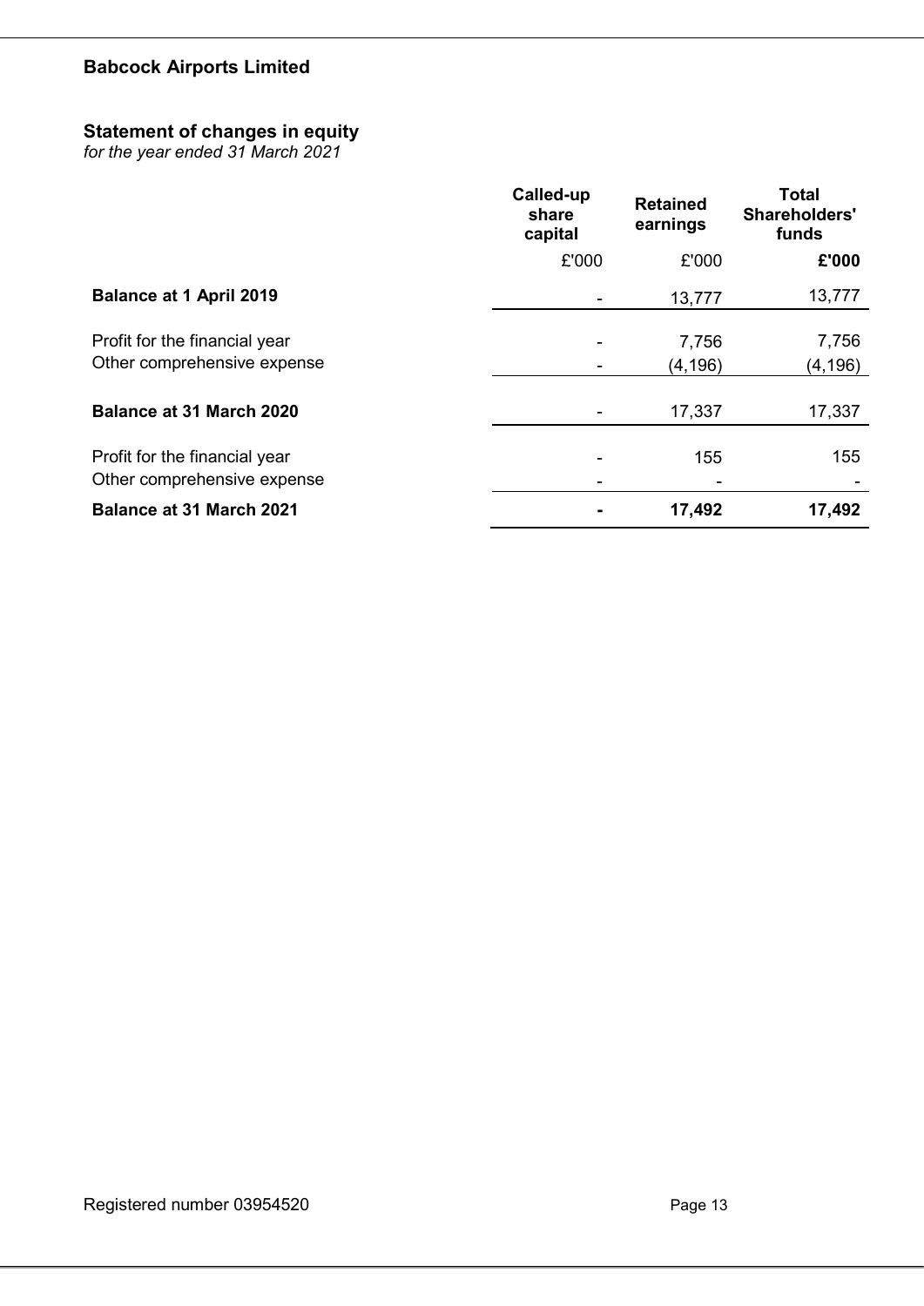**Babcock Airports Limited**

## Statement of changes in equity

*for the year ended 31 March 2021*

| | Called-up share capital | Retained earnings | Total Shareholders' funds |
|---|---|---|---|
| | £'000 | £'000 | **£'000** |
| **Balance at 1 April 2019** | - | 13,777 | 13,777 |
| Profit for the financial year | - | 7,756 | 7,756 |
| Other comprehensive expense | - | (4,196) | (4,196) |
| **Balance at 31 March 2020** | - | 17,337 | 17,337 |
| Profit for the financial year | - | 155 | 155 |
| Other comprehensive expense | - | - | - |
| **Balance at 31 March 2021** | **-** | **17,492** | **17,492** |

Registered number 03954520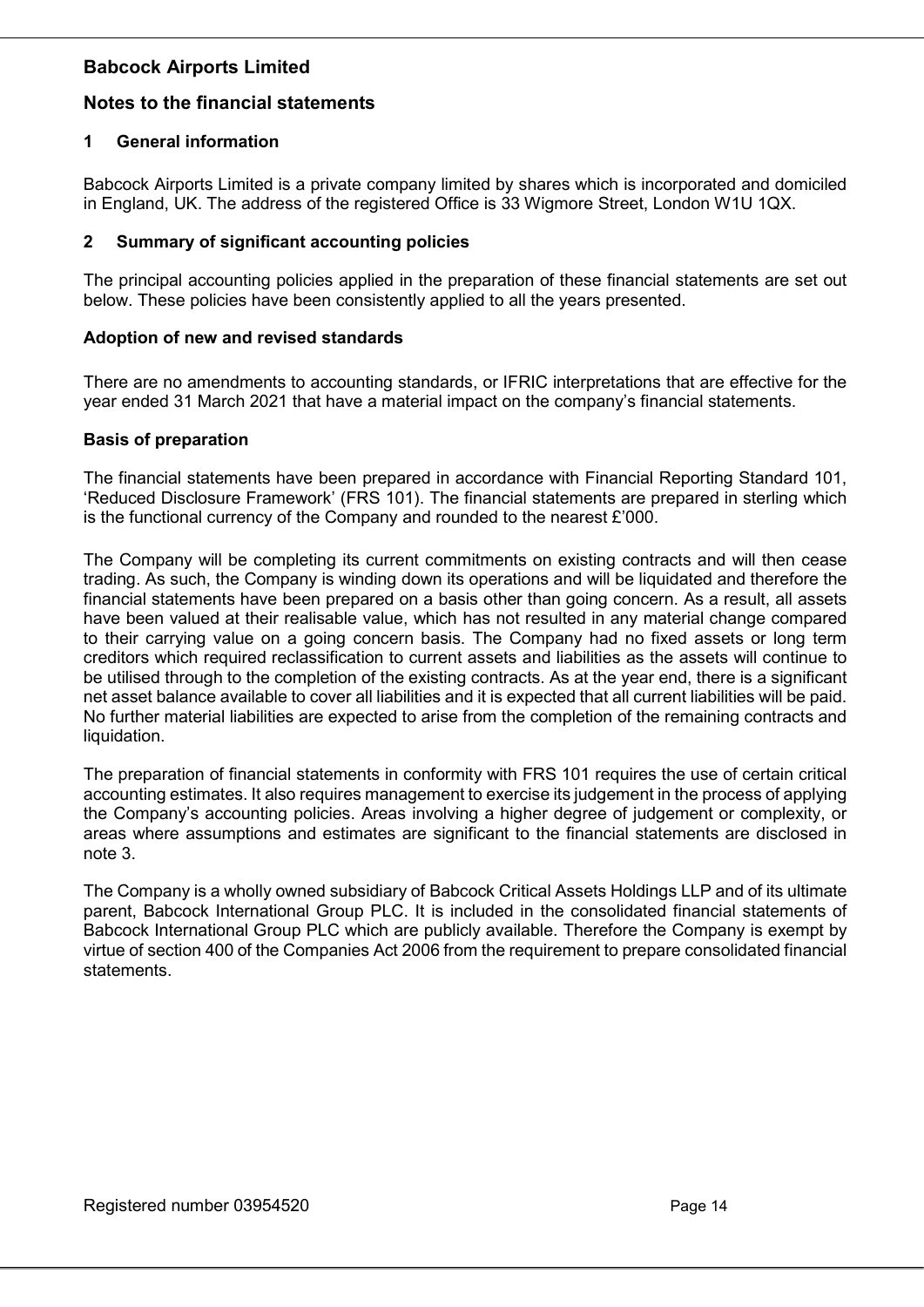# Babcock Airports Limited

## Notes to the financial statements

### 1 General information

Babcock Airports Limited is a private company limited by shares which is incorporated and domiciled in England, UK. The address of the registered Office is 33 Wigmore Street, London W1U 1QX.

### 2 Summary of significant accounting policies

The principal accounting policies applied in the preparation of these financial statements are set out below. These policies have been consistently applied to all the years presented.

**Adoption of new and revised standards**

There are no amendments to accounting standards, or IFRIC interpretations that are effective for the year ended 31 March 2021 that have a material impact on the company's financial statements.

**Basis of preparation**

The financial statements have been prepared in accordance with Financial Reporting Standard 101, 'Reduced Disclosure Framework' (FRS 101). The financial statements are prepared in sterling which is the functional currency of the Company and rounded to the nearest £'000.

The Company will be completing its current commitments on existing contracts and will then cease trading. As such, the Company is winding down its operations and will be liquidated and therefore the financial statements have been prepared on a basis other than going concern. As a result, all assets have been valued at their realisable value, which has not resulted in any material change compared to their carrying value on a going concern basis. The Company had no fixed assets or long term creditors which required reclassification to current assets and liabilities as the assets will continue to be utilised through to the completion of the existing contracts. As at the year end, there is a significant net asset balance available to cover all liabilities and it is expected that all current liabilities will be paid. No further material liabilities are expected to arise from the completion of the remaining contracts and liquidation.

The preparation of financial statements in conformity with FRS 101 requires the use of certain critical accounting estimates. It also requires management to exercise its judgement in the process of applying the Company's accounting policies. Areas involving a higher degree of judgement or complexity, or areas where assumptions and estimates are significant to the financial statements are disclosed in note 3.

The Company is a wholly owned subsidiary of Babcock Critical Assets Holdings LLP and of its ultimate parent, Babcock International Group PLC. It is included in the consolidated financial statements of Babcock International Group PLC which are publicly available. Therefore the Company is exempt by virtue of section 400 of the Companies Act 2006 from the requirement to prepare consolidated financial statements.

Registered number 03954520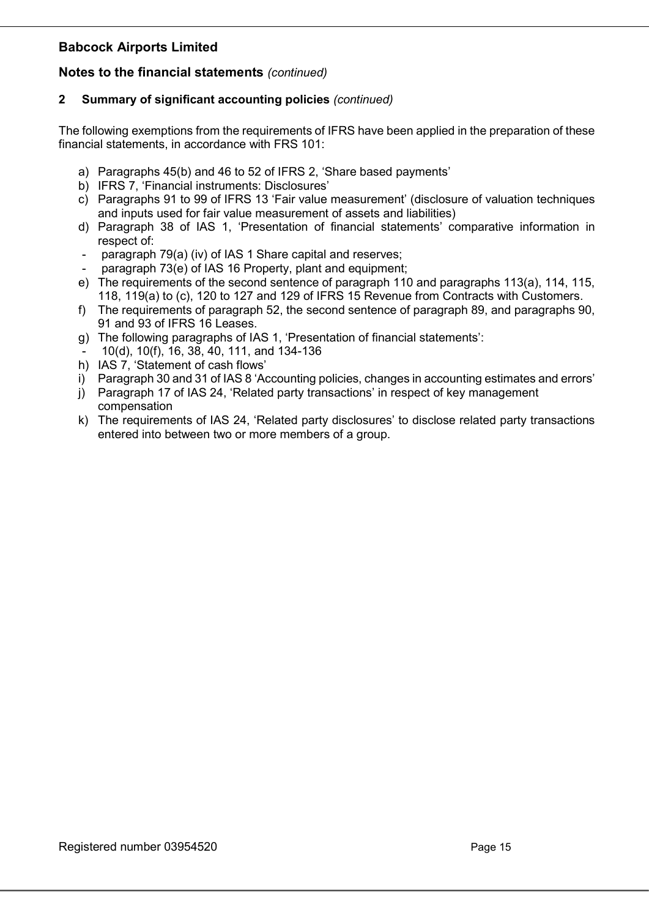# Babcock Airports Limited

## Notes to the financial statements *(continued)*

### 2 Summary of significant accounting policies *(continued)*

The following exemptions from the requirements of IFRS have been applied in the preparation of these financial statements, in accordance with FRS 101:

a) Paragraphs 45(b) and 46 to 52 of IFRS 2, 'Share based payments'
b) IFRS 7, 'Financial instruments: Disclosures'
c) Paragraphs 91 to 99 of IFRS 13 'Fair value measurement' (disclosure of valuation techniques and inputs used for fair value measurement of assets and liabilities)
d) Paragraph 38 of IAS 1, 'Presentation of financial statements' comparative information in respect of:
   - paragraph 79(a) (iv) of IAS 1 Share capital and reserves;
   - paragraph 73(e) of IAS 16 Property, plant and equipment;
e) The requirements of the second sentence of paragraph 110 and paragraphs 113(a), 114, 115, 118, 119(a) to (c), 120 to 127 and 129 of IFRS 15 Revenue from Contracts with Customers.
f) The requirements of paragraph 52, the second sentence of paragraph 89, and paragraphs 90, 91 and 93 of IFRS 16 Leases.
g) The following paragraphs of IAS 1, 'Presentation of financial statements':
   - 10(d), 10(f), 16, 38, 40, 111, and 134-136
h) IAS 7, 'Statement of cash flows'
i) Paragraph 30 and 31 of IAS 8 'Accounting policies, changes in accounting estimates and errors'
j) Paragraph 17 of IAS 24, 'Related party transactions' in respect of key management compensation
k) The requirements of IAS 24, 'Related party disclosures' to disclose related party transactions entered into between two or more members of a group.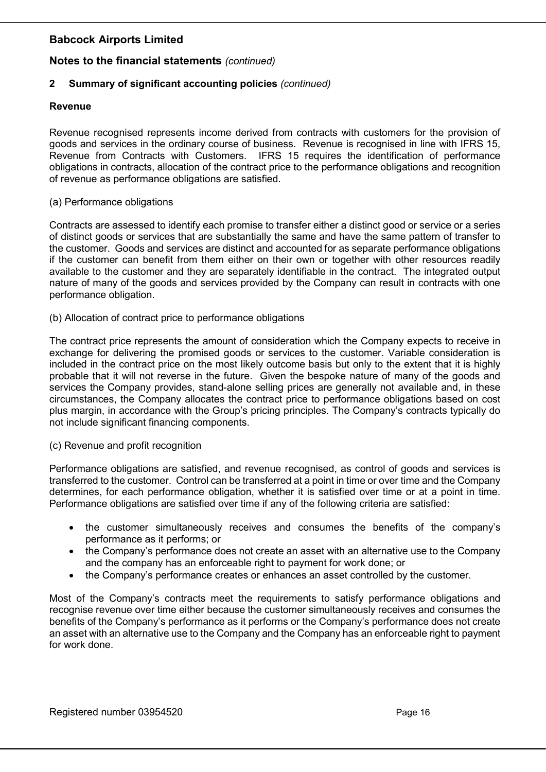## Notes to the financial statements *(continued)*

### 2 Summary of significant accounting policies *(continued)*

#### Revenue

Revenue recognised represents income derived from contracts with customers for the provision of goods and services in the ordinary course of business. Revenue is recognised in line with IFRS 15, Revenue from Contracts with Customers. IFRS 15 requires the identification of performance obligations in contracts, allocation of the contract price to the performance obligations and recognition of revenue as performance obligations are satisfied.

(a) Performance obligations

Contracts are assessed to identify each promise to transfer either a distinct good or service or a series of distinct goods or services that are substantially the same and have the same pattern of transfer to the customer. Goods and services are distinct and accounted for as separate performance obligations if the customer can benefit from them either on their own or together with other resources readily available to the customer and they are separately identifiable in the contract. The integrated output nature of many of the goods and services provided by the Company can result in contracts with one performance obligation.

(b) Allocation of contract price to performance obligations

The contract price represents the amount of consideration which the Company expects to receive in exchange for delivering the promised goods or services to the customer. Variable consideration is included in the contract price on the most likely outcome basis but only to the extent that it is highly probable that it will not reverse in the future. Given the bespoke nature of many of the goods and services the Company provides, stand-alone selling prices are generally not available and, in these circumstances, the Company allocates the contract price to performance obligations based on cost plus margin, in accordance with the Group's pricing principles. The Company's contracts typically do not include significant financing components.

(c) Revenue and profit recognition

Performance obligations are satisfied, and revenue recognised, as control of goods and services is transferred to the customer. Control can be transferred at a point in time or over time and the Company determines, for each performance obligation, whether it is satisfied over time or at a point in time. Performance obligations are satisfied over time if any of the following criteria are satisfied:

- the customer simultaneously receives and consumes the benefits of the company's performance as it performs; or
- the Company's performance does not create an asset with an alternative use to the Company and the company has an enforceable right to payment for work done; or
- the Company's performance creates or enhances an asset controlled by the customer.

Most of the Company's contracts meet the requirements to satisfy performance obligations and recognise revenue over time either because the customer simultaneously receives and consumes the benefits of the Company's performance as it performs or the Company's performance does not create an asset with an alternative use to the Company and the Company has an enforceable right to payment for work done.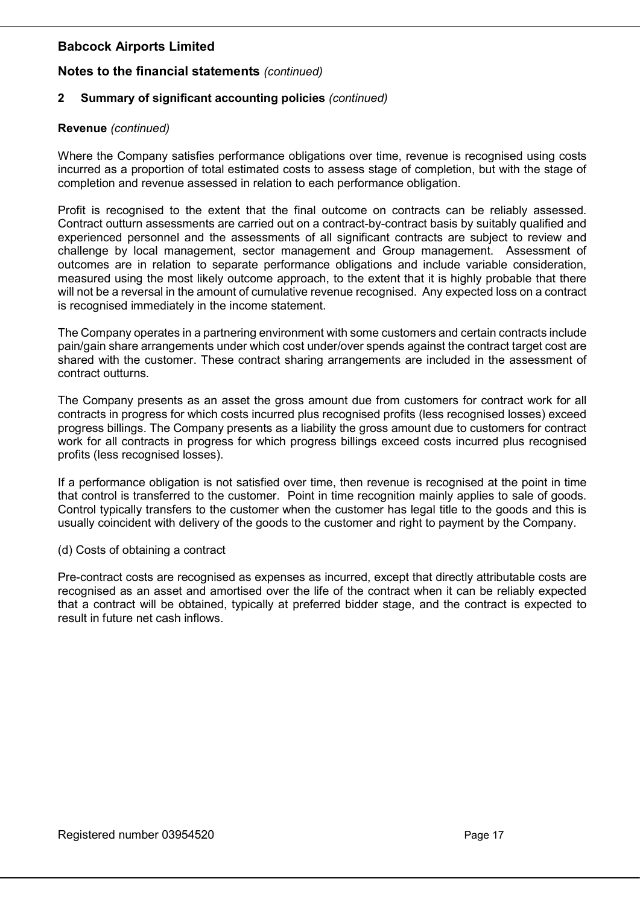## Babcock Airports Limited

### Notes to the financial statements *(continued)*

**2 Summary of significant accounting policies** *(continued)*

**Revenue** *(continued)*

Where the Company satisfies performance obligations over time, revenue is recognised using costs incurred as a proportion of total estimated costs to assess stage of completion, but with the stage of completion and revenue assessed in relation to each performance obligation.

Profit is recognised to the extent that the final outcome on contracts can be reliably assessed. Contract outturn assessments are carried out on a contract-by-contract basis by suitably qualified and experienced personnel and the assessments of all significant contracts are subject to review and challenge by local management, sector management and Group management. Assessment of outcomes are in relation to separate performance obligations and include variable consideration, measured using the most likely outcome approach, to the extent that it is highly probable that there will not be a reversal in the amount of cumulative revenue recognised. Any expected loss on a contract is recognised immediately in the income statement.

The Company operates in a partnering environment with some customers and certain contracts include pain/gain share arrangements under which cost under/over spends against the contract target cost are shared with the customer. These contract sharing arrangements are included in the assessment of contract outturns.

The Company presents as an asset the gross amount due from customers for contract work for all contracts in progress for which costs incurred plus recognised profits (less recognised losses) exceed progress billings. The Company presents as a liability the gross amount due to customers for contract work for all contracts in progress for which progress billings exceed costs incurred plus recognised profits (less recognised losses).

If a performance obligation is not satisfied over time, then revenue is recognised at the point in time that control is transferred to the customer. Point in time recognition mainly applies to sale of goods. Control typically transfers to the customer when the customer has legal title to the goods and this is usually coincident with delivery of the goods to the customer and right to payment by the Company.

(d) Costs of obtaining a contract

Pre-contract costs are recognised as expenses as incurred, except that directly attributable costs are recognised as an asset and amortised over the life of the contract when it can be reliably expected that a contract will be obtained, typically at preferred bidder stage, and the contract is expected to result in future net cash inflows.

Registered number 03954520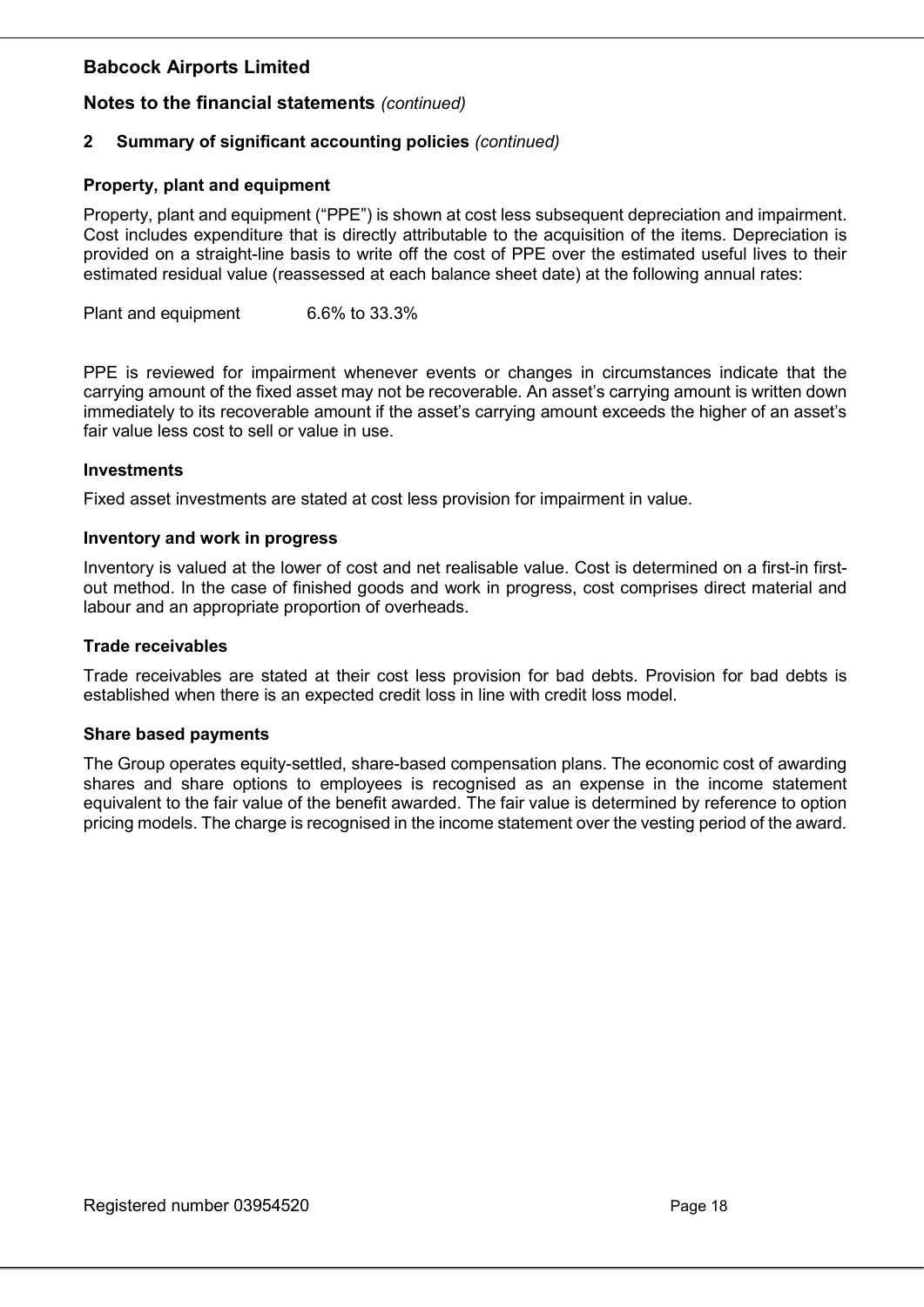**Babcock Airports Limited**

**Notes to the financial statements** *(continued)*

**2 Summary of significant accounting policies** *(continued)*

**Property, plant and equipment**

Property, plant and equipment ("PPE") is shown at cost less subsequent depreciation and impairment. Cost includes expenditure that is directly attributable to the acquisition of the items. Depreciation is provided on a straight-line basis to write off the cost of PPE over the estimated useful lives to their estimated residual value (reassessed at each balance sheet date) at the following annual rates:

| | |
|---|---|
| Plant and equipment | 6.6% to 33.3% |

PPE is reviewed for impairment whenever events or changes in circumstances indicate that the carrying amount of the fixed asset may not be recoverable. An asset's carrying amount is written down immediately to its recoverable amount if the asset's carrying amount exceeds the higher of an asset's fair value less cost to sell or value in use.

**Investments**

Fixed asset investments are stated at cost less provision for impairment in value.

**Inventory and work in progress**

Inventory is valued at the lower of cost and net realisable value. Cost is determined on a first-in first-out method. In the case of finished goods and work in progress, cost comprises direct material and labour and an appropriate proportion of overheads.

**Trade receivables**

Trade receivables are stated at their cost less provision for bad debts. Provision for bad debts is established when there is an expected credit loss in line with credit loss model.

**Share based payments**

The Group operates equity-settled, share-based compensation plans. The economic cost of awarding shares and share options to employees is recognised as an expense in the income statement equivalent to the fair value of the benefit awarded. The fair value is determined by reference to option pricing models. The charge is recognised in the income statement over the vesting period of the award.

Registered number 03954520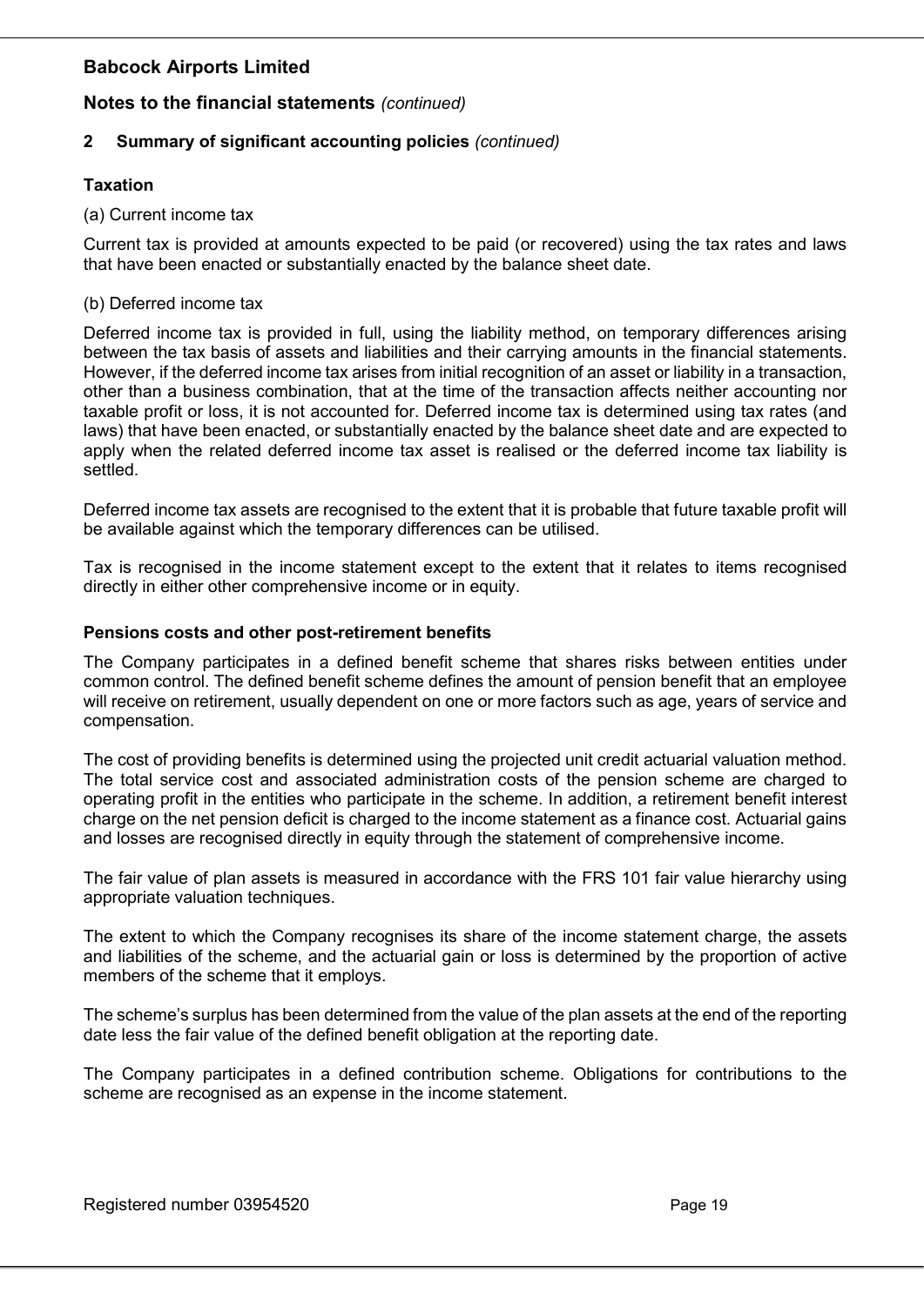**Babcock Airports Limited**

**Notes to the financial statements** *(continued)*

## 2 Summary of significant accounting policies *(continued)*

### Taxation

(a) Current income tax

Current tax is provided at amounts expected to be paid (or recovered) using the tax rates and laws that have been enacted or substantially enacted by the balance sheet date.

(b) Deferred income tax

Deferred income tax is provided in full, using the liability method, on temporary differences arising between the tax basis of assets and liabilities and their carrying amounts in the financial statements. However, if the deferred income tax arises from initial recognition of an asset or liability in a transaction, other than a business combination, that at the time of the transaction affects neither accounting nor taxable profit or loss, it is not accounted for. Deferred income tax is determined using tax rates (and laws) that have been enacted, or substantially enacted by the balance sheet date and are expected to apply when the related deferred income tax asset is realised or the deferred income tax liability is settled.

Deferred income tax assets are recognised to the extent that it is probable that future taxable profit will be available against which the temporary differences can be utilised.

Tax is recognised in the income statement except to the extent that it relates to items recognised directly in either other comprehensive income or in equity.

### Pensions costs and other post-retirement benefits

The Company participates in a defined benefit scheme that shares risks between entities under common control. The defined benefit scheme defines the amount of pension benefit that an employee will receive on retirement, usually dependent on one or more factors such as age, years of service and compensation.

The cost of providing benefits is determined using the projected unit credit actuarial valuation method. The total service cost and associated administration costs of the pension scheme are charged to operating profit in the entities who participate in the scheme. In addition, a retirement benefit interest charge on the net pension deficit is charged to the income statement as a finance cost. Actuarial gains and losses are recognised directly in equity through the statement of comprehensive income.

The fair value of plan assets is measured in accordance with the FRS 101 fair value hierarchy using appropriate valuation techniques.

The extent to which the Company recognises its share of the income statement charge, the assets and liabilities of the scheme, and the actuarial gain or loss is determined by the proportion of active members of the scheme that it employs.

The scheme's surplus has been determined from the value of the plan assets at the end of the reporting date less the fair value of the defined benefit obligation at the reporting date.

The Company participates in a defined contribution scheme. Obligations for contributions to the scheme are recognised as an expense in the income statement.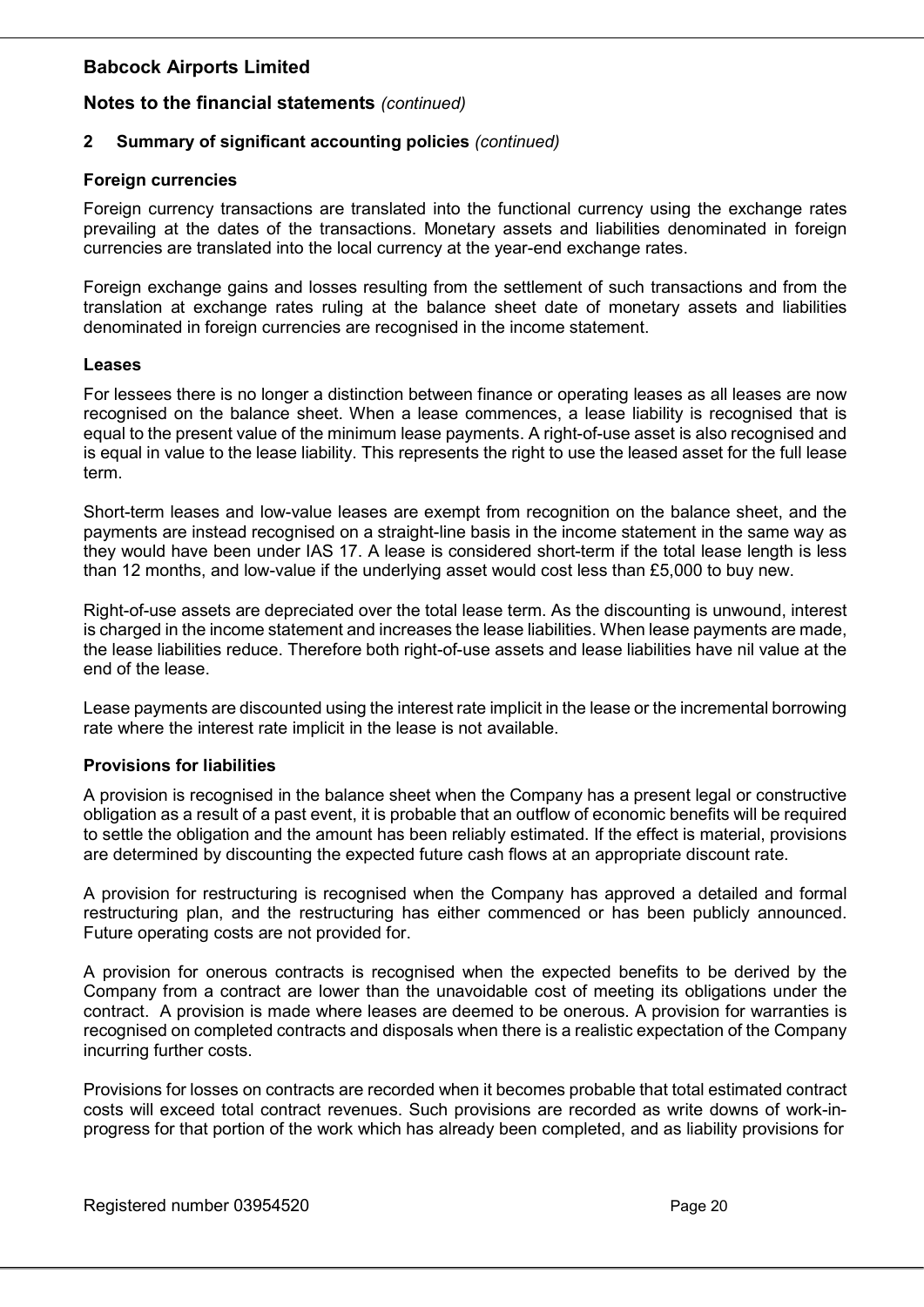# Babcock Airports Limited

## Notes to the financial statements *(continued)*

### 2 Summary of significant accounting policies *(continued)*

#### Foreign currencies

Foreign currency transactions are translated into the functional currency using the exchange rates prevailing at the dates of the transactions. Monetary assets and liabilities denominated in foreign currencies are translated into the local currency at the year-end exchange rates.

Foreign exchange gains and losses resulting from the settlement of such transactions and from the translation at exchange rates ruling at the balance sheet date of monetary assets and liabilities denominated in foreign currencies are recognised in the income statement.

#### Leases

For lessees there is no longer a distinction between finance or operating leases as all leases are now recognised on the balance sheet. When a lease commences, a lease liability is recognised that is equal to the present value of the minimum lease payments. A right-of-use asset is also recognised and is equal in value to the lease liability. This represents the right to use the leased asset for the full lease term.

Short-term leases and low-value leases are exempt from recognition on the balance sheet, and the payments are instead recognised on a straight-line basis in the income statement in the same way as they would have been under IAS 17. A lease is considered short-term if the total lease length is less than 12 months, and low-value if the underlying asset would cost less than £5,000 to buy new.

Right-of-use assets are depreciated over the total lease term. As the discounting is unwound, interest is charged in the income statement and increases the lease liabilities. When lease payments are made, the lease liabilities reduce. Therefore both right-of-use assets and lease liabilities have nil value at the end of the lease.

Lease payments are discounted using the interest rate implicit in the lease or the incremental borrowing rate where the interest rate implicit in the lease is not available.

#### Provisions for liabilities

A provision is recognised in the balance sheet when the Company has a present legal or constructive obligation as a result of a past event, it is probable that an outflow of economic benefits will be required to settle the obligation and the amount has been reliably estimated. If the effect is material, provisions are determined by discounting the expected future cash flows at an appropriate discount rate.

A provision for restructuring is recognised when the Company has approved a detailed and formal restructuring plan, and the restructuring has either commenced or has been publicly announced. Future operating costs are not provided for.

A provision for onerous contracts is recognised when the expected benefits to be derived by the Company from a contract are lower than the unavoidable cost of meeting its obligations under the contract. A provision is made where leases are deemed to be onerous. A provision for warranties is recognised on completed contracts and disposals when there is a realistic expectation of the Company incurring further costs.

Provisions for losses on contracts are recorded when it becomes probable that total estimated contract costs will exceed total contract revenues. Such provisions are recorded as write downs of work-in-progress for that portion of the work which has already been completed, and as liability provisions for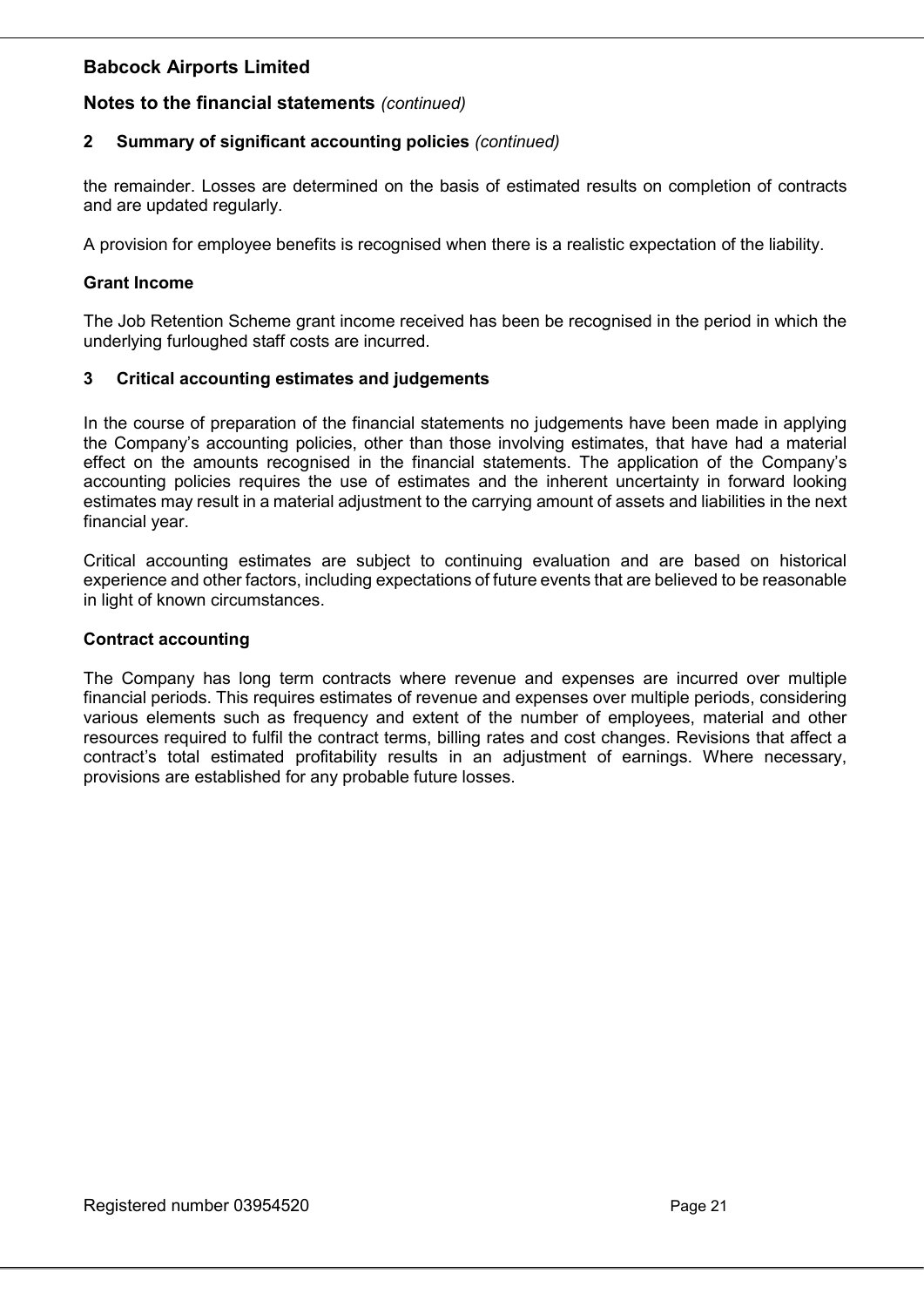## 2 Summary of significant accounting policies *(continued)*

the remainder. Losses are determined on the basis of estimated results on completion of contracts and are updated regularly.

A provision for employee benefits is recognised when there is a realistic expectation of the liability.

### Grant Income

The Job Retention Scheme grant income received has been be recognised in the period in which the underlying furloughed staff costs are incurred.

## 3 Critical accounting estimates and judgements

In the course of preparation of the financial statements no judgements have been made in applying the Company's accounting policies, other than those involving estimates, that have had a material effect on the amounts recognised in the financial statements. The application of the Company's accounting policies requires the use of estimates and the inherent uncertainty in forward looking estimates may result in a material adjustment to the carrying amount of assets and liabilities in the next financial year.

Critical accounting estimates are subject to continuing evaluation and are based on historical experience and other factors, including expectations of future events that are believed to be reasonable in light of known circumstances.

### Contract accounting

The Company has long term contracts where revenue and expenses are incurred over multiple financial periods. This requires estimates of revenue and expenses over multiple periods, considering various elements such as frequency and extent of the number of employees, material and other resources required to fulfil the contract terms, billing rates and cost changes. Revisions that affect a contract's total estimated profitability results in an adjustment of earnings. Where necessary, provisions are established for any probable future losses.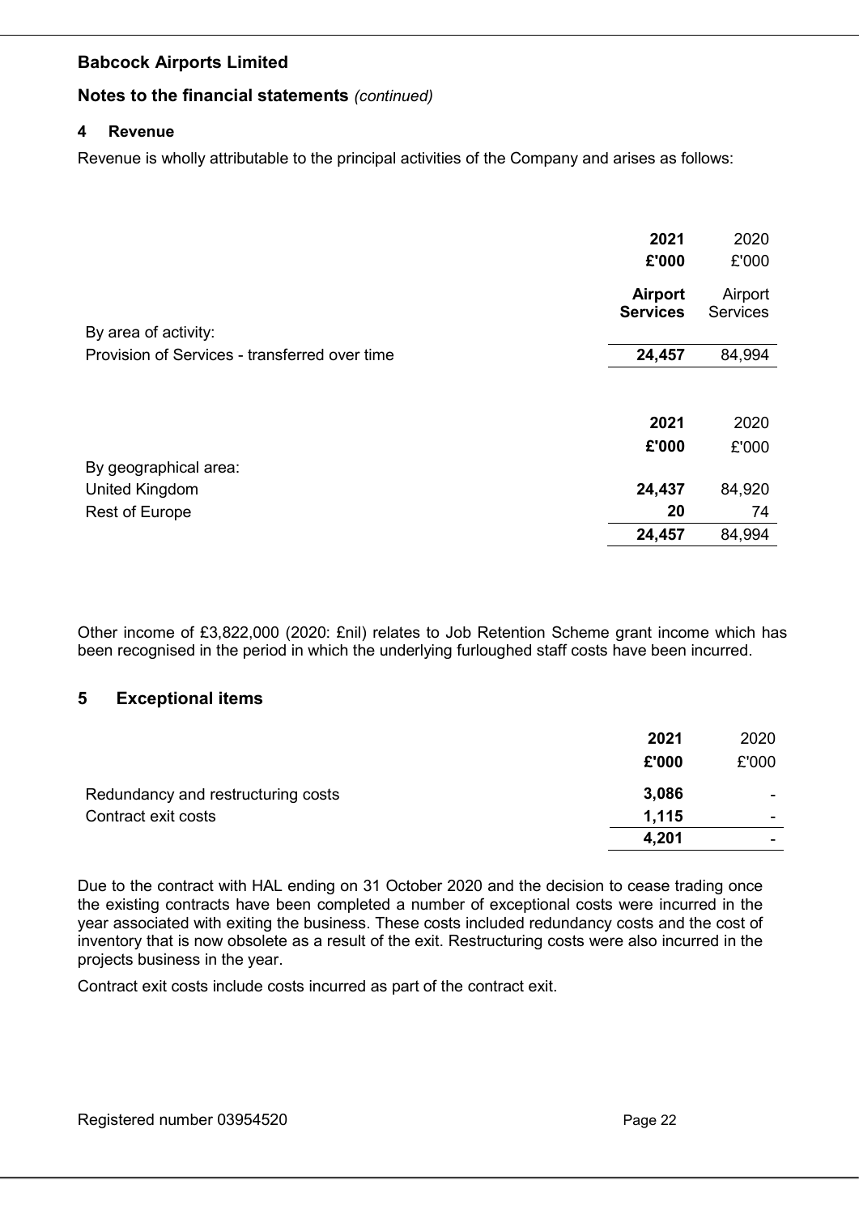**Babcock Airports Limited**

**Notes to the financial statements** *(continued)*

### 4 Revenue

Revenue is wholly attributable to the principal activities of the Company and arises as follows:

| | **2021** | 2020 |
|---|---|---|
| | **£'000** | £'000 |
| | **Airport Services** | Airport Services |
| By area of activity: | | |
| Provision of Services - transferred over time | **24,457** | 84,994 |

| | **2021** | 2020 |
|---|---|---|
| | **£'000** | £'000 |
| By geographical area: | | |
| United Kingdom | **24,437** | 84,920 |
| Rest of Europe | **20** | 74 |
| | **24,457** | 84,994 |

Other income of £3,822,000 (2020: £nil) relates to Job Retention Scheme grant income which has been recognised in the period in which the underlying furloughed staff costs have been incurred.

### 5 Exceptional items

| | **2021** | 2020 |
|---|---|---|
| | **£'000** | £'000 |
| Redundancy and restructuring costs | **3,086** | - |
| Contract exit costs | **1,115** | - |
| | **4,201** | - |

Due to the contract with HAL ending on 31 October 2020 and the decision to cease trading once the existing contracts have been completed a number of exceptional costs were incurred in the year associated with exiting the business. These costs included redundancy costs and the cost of inventory that is now obsolete as a result of the exit. Restructuring costs were also incurred in the projects business in the year.

Contract exit costs include costs incurred as part of the contract exit.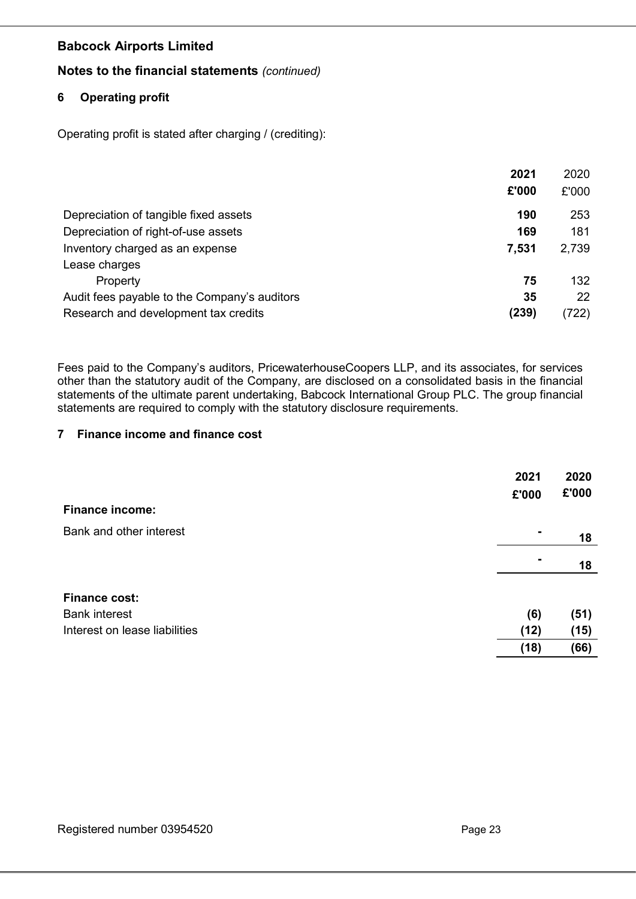**Babcock Airports Limited**

**Notes to the financial statements** *(continued)*

## 6 Operating profit

Operating profit is stated after charging / (crediting):

| | **2021** | 2020 |
|---|---|---|
| | **£'000** | £'000 |
| Depreciation of tangible fixed assets | **190** | 253 |
| Depreciation of right-of-use assets | **169** | 181 |
| Inventory charged as an expense | **7,531** | 2,739 |
| Lease charges | | |
| Property | **75** | 132 |
| Audit fees payable to the Company's auditors | **35** | 22 |
| Research and development tax credits | **(239)** | (722) |

Fees paid to the Company's auditors, PricewaterhouseCoopers LLP, and its associates, for services other than the statutory audit of the Company, are disclosed on a consolidated basis in the financial statements of the ultimate parent undertaking, Babcock International Group PLC. The group financial statements are required to comply with the statutory disclosure requirements.

## 7 Finance income and finance cost

| | **2021** | **2020** |
|---|---|---|
| | **£'000** | **£'000** |
| **Finance income:** | | |
| Bank and other interest | **-** | **18** |
| | **-** | **18** |
| **Finance cost:** | | |
| Bank interest | **(6)** | **(51)** |
| Interest on lease liabilities | **(12)** | **(15)** |
| | **(18)** | **(66)** |

Registered number 03954520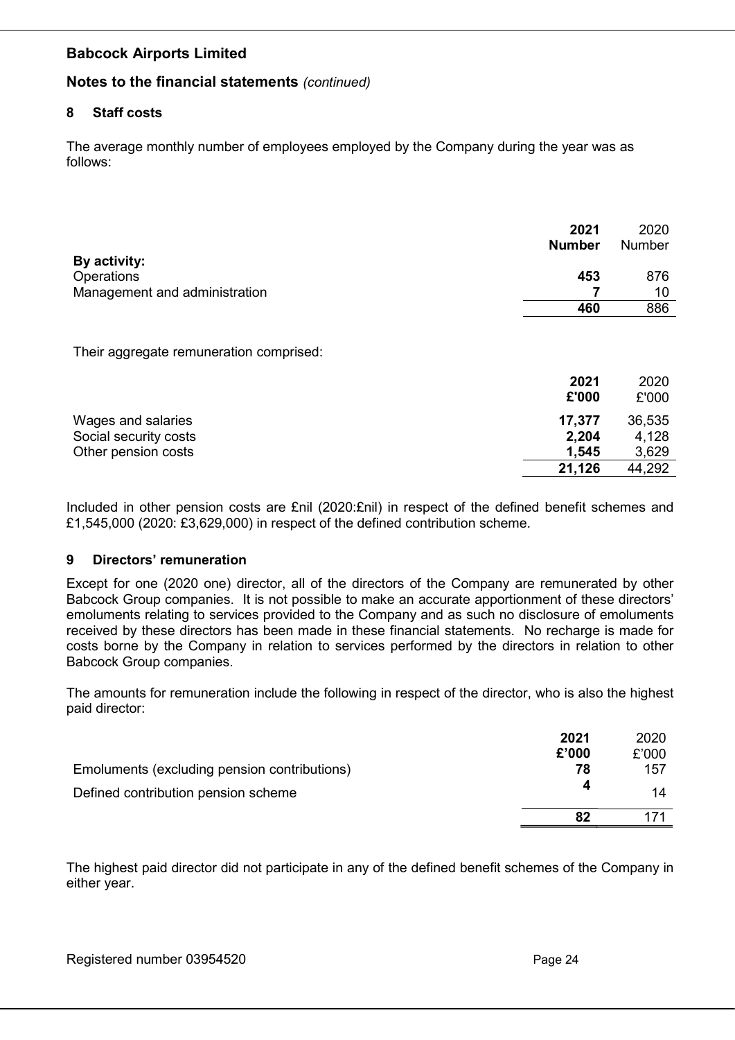## Babcock Airports Limited

## Notes to the financial statements *(continued)*

### 8 Staff costs

The average monthly number of employees employed by the Company during the year was as follows:

| | 2021 Number | 2020 Number |
|---|---|---|
| **By activity:** | | |
| Operations | **453** | 876 |
| Management and administration | **7** | 10 |
| | **460** | 886 |

Their aggregate remuneration comprised:

| | 2021 £'000 | 2020 £'000 |
|---|---|---|
| Wages and salaries | **17,377** | 36,535 |
| Social security costs | **2,204** | 4,128 |
| Other pension costs | **1,545** | 3,629 |
| | **21,126** | 44,292 |

Included in other pension costs are £nil (2020:£nil) in respect of the defined benefit schemes and £1,545,000 (2020: £3,629,000) in respect of the defined contribution scheme.

### 9 Directors' remuneration

Except for one (2020 one) director, all of the directors of the Company are remunerated by other Babcock Group companies. It is not possible to make an accurate apportionment of these directors' emoluments relating to services provided to the Company and as such no disclosure of emoluments received by these directors has been made in these financial statements. No recharge is made for costs borne by the Company in relation to services performed by the directors in relation to other Babcock Group companies.

The amounts for remuneration include the following in respect of the director, who is also the highest paid director:

| | 2021 £'000 | 2020 £'000 |
|---|---|---|
| Emoluments (excluding pension contributions) | **78** | 157 |
| Defined contribution pension scheme | **4** | 14 |
| | **82** | 171 |

The highest paid director did not participate in any of the defined benefit schemes of the Company in either year.

Registered number 03954520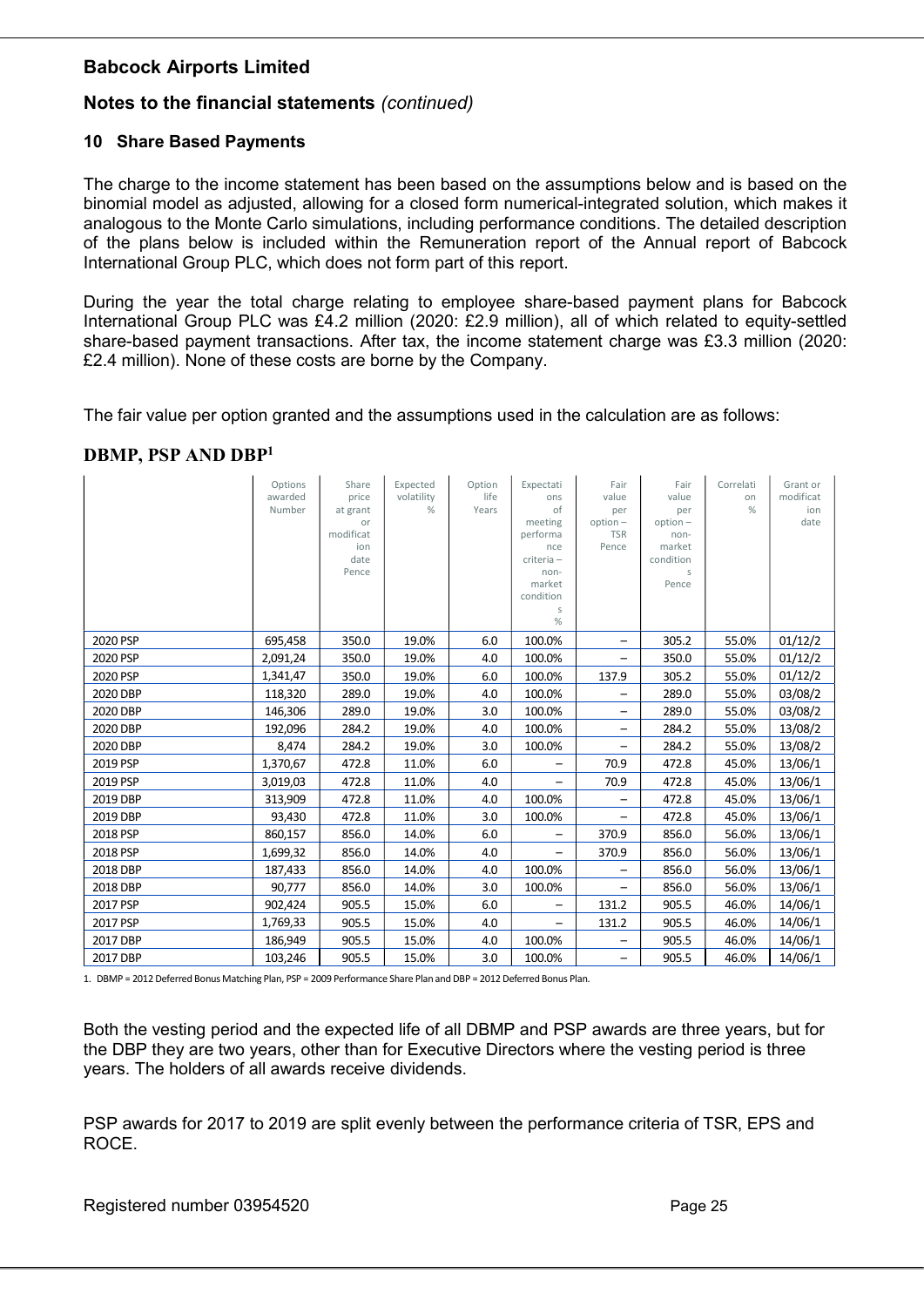# Babcock Airports Limited

## Notes to the financial statements *(continued)*

### 10 Share Based Payments

The charge to the income statement has been based on the assumptions below and is based on the binomial model as adjusted, allowing for a closed form numerical-integrated solution, which makes it analogous to the Monte Carlo simulations, including performance conditions. The detailed description of the plans below is included within the Remuneration report of the Annual report of Babcock International Group PLC, which does not form part of this report.

During the year the total charge relating to employee share-based payment plans for Babcock International Group PLC was £4.2 million (2020: £2.9 million), all of which related to equity-settled share-based payment transactions. After tax, the income statement charge was £3.3 million (2020: £2.4 million). None of these costs are borne by the Company.

The fair value per option granted and the assumptions used in the calculation are as follows:

**DBMP, PSP AND DBP[1]**

| | Options awarded Number | Share price at grant or modification date Pence | Expected volatility % | Option life Years | Expectations of meeting performance criteria – non-market conditions % | Fair value per option – TSR Pence | Fair value per option – non-market conditions Pence | Correlation % | Grant or modification date |
|---|---|---|---|---|---|---|---|---|---|
| 2020 PSP | 695,458 | 350.0 | 19.0% | 6.0 | 100.0% | – | 305.2 | 55.0% | 01/12/2 |
| 2020 PSP | 2,091,24 | 350.0 | 19.0% | 4.0 | 100.0% | – | 350.0 | 55.0% | 01/12/2 |
| 2020 PSP | 1,341,47 | 350.0 | 19.0% | 6.0 | 100.0% | 137.9 | 305.2 | 55.0% | 01/12/2 |
| 2020 DBP | 118,320 | 289.0 | 19.0% | 4.0 | 100.0% | – | 289.0 | 55.0% | 03/08/2 |
| 2020 DBP | 146,306 | 289.0 | 19.0% | 3.0 | 100.0% | – | 289.0 | 55.0% | 03/08/2 |
| 2020 DBP | 192,096 | 284.2 | 19.0% | 4.0 | 100.0% | – | 284.2 | 55.0% | 13/08/2 |
| 2020 DBP | 8,474 | 284.2 | 19.0% | 3.0 | 100.0% | – | 284.2 | 55.0% | 13/08/2 |
| 2019 PSP | 1,370,67 | 472.8 | 11.0% | 6.0 | – | 70.9 | 472.8 | 45.0% | 13/06/1 |
| 2019 PSP | 3,019,03 | 472.8 | 11.0% | 4.0 | – | 70.9 | 472.8 | 45.0% | 13/06/1 |
| 2019 DBP | 313,909 | 472.8 | 11.0% | 4.0 | 100.0% | – | 472.8 | 45.0% | 13/06/1 |
| 2019 DBP | 93,430 | 472.8 | 11.0% | 3.0 | 100.0% | – | 472.8 | 45.0% | 13/06/1 |
| 2018 PSP | 860,157 | 856.0 | 14.0% | 6.0 | – | 370.9 | 856.0 | 56.0% | 13/06/1 |
| 2018 PSP | 1,699,32 | 856.0 | 14.0% | 4.0 | – | 370.9 | 856.0 | 56.0% | 13/06/1 |
| 2018 DBP | 187,433 | 856.0 | 14.0% | 4.0 | 100.0% | – | 856.0 | 56.0% | 13/06/1 |
| 2018 DBP | 90,777 | 856.0 | 14.0% | 3.0 | 100.0% | – | 856.0 | 56.0% | 13/06/1 |
| 2017 PSP | 902,424 | 905.5 | 15.0% | 6.0 | – | 131.2 | 905.5 | 46.0% | 14/06/1 |
| 2017 PSP | 1,769,33 | 905.5 | 15.0% | 4.0 | – | 131.2 | 905.5 | 46.0% | 14/06/1 |
| 2017 DBP | 186,949 | 905.5 | 15.0% | 4.0 | 100.0% | – | 905.5 | 46.0% | 14/06/1 |
| 2017 DBP | 103,246 | 905.5 | 15.0% | 3.0 | 100.0% | – | 905.5 | 46.0% | 14/06/1 |

1. DBMP = 2012 Deferred Bonus Matching Plan, PSP = 2009 Performance Share Plan and DBP = 2012 Deferred Bonus Plan.

Both the vesting period and the expected life of all DBMP and PSP awards are three years, but for the DBP they are two years, other than for Executive Directors where the vesting period is three years. The holders of all awards receive dividends.

PSP awards for 2017 to 2019 are split evenly between the performance criteria of TSR, EPS and ROCE.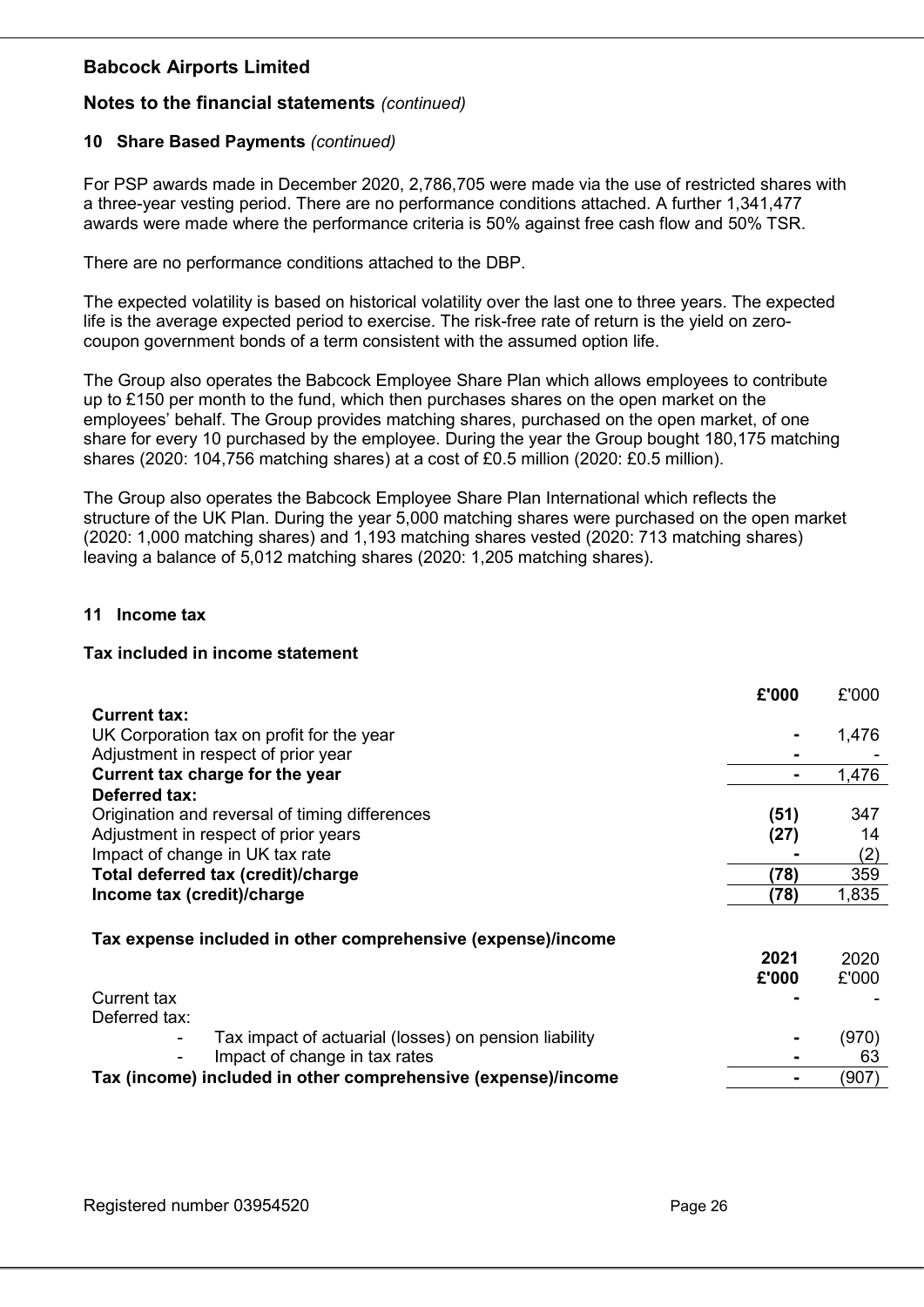## Babcock Airports Limited

### Notes to the financial statements *(continued)*

#### 10 Share Based Payments *(continued)*

For PSP awards made in December 2020, 2,786,705 were made via the use of restricted shares with a three-year vesting period. There are no performance conditions attached. A further 1,341,477 awards were made where the performance criteria is 50% against free cash flow and 50% TSR.

There are no performance conditions attached to the DBP.

The expected volatility is based on historical volatility over the last one to three years. The expected life is the average expected period to exercise. The risk-free rate of return is the yield on zero-coupon government bonds of a term consistent with the assumed option life.

The Group also operates the Babcock Employee Share Plan which allows employees to contribute up to £150 per month to the fund, which then purchases shares on the open market on the employees' behalf. The Group provides matching shares, purchased on the open market, of one share for every 10 purchased by the employee. During the year the Group bought 180,175 matching shares (2020: 104,756 matching shares) at a cost of £0.5 million (2020: £0.5 million).

The Group also operates the Babcock Employee Share Plan International which reflects the structure of the UK Plan. During the year 5,000 matching shares were purchased on the open market (2020: 1,000 matching shares) and 1,193 matching shares vested (2020: 713 matching shares) leaving a balance of 5,012 matching shares (2020: 1,205 matching shares).

#### 11 Income tax

**Tax included in income statement**

| | **£'000** | £'000 |
|---|---|---|
| **Current tax:** | | |
| UK Corporation tax on profit for the year | **-** | 1,476 |
| Adjustment in respect of prior year | **-** | - |
| **Current tax charge for the year** | **-** | 1,476 |
| **Deferred tax:** | | |
| Origination and reversal of timing differences | **(51)** | 347 |
| Adjustment in respect of prior years | **(27)** | 14 |
| Impact of change in UK tax rate | **-** | (2) |
| **Total deferred tax (credit)/charge** | **(78)** | 359 |
| **Income tax (credit)/charge** | **(78)** | 1,835 |

**Tax expense included in other comprehensive (expense)/income**

| | **2021 £'000** | 2020 £'000 |
|---|---|---|
| Current tax | **-** | - |
| Deferred tax: | | |
| - Tax impact of actuarial (losses) on pension liability | **-** | (970) |
| - Impact of change in tax rates | **-** | 63 |
| **Tax (income) included in other comprehensive (expense)/income** | **-** | (907) |

Registered number 03954520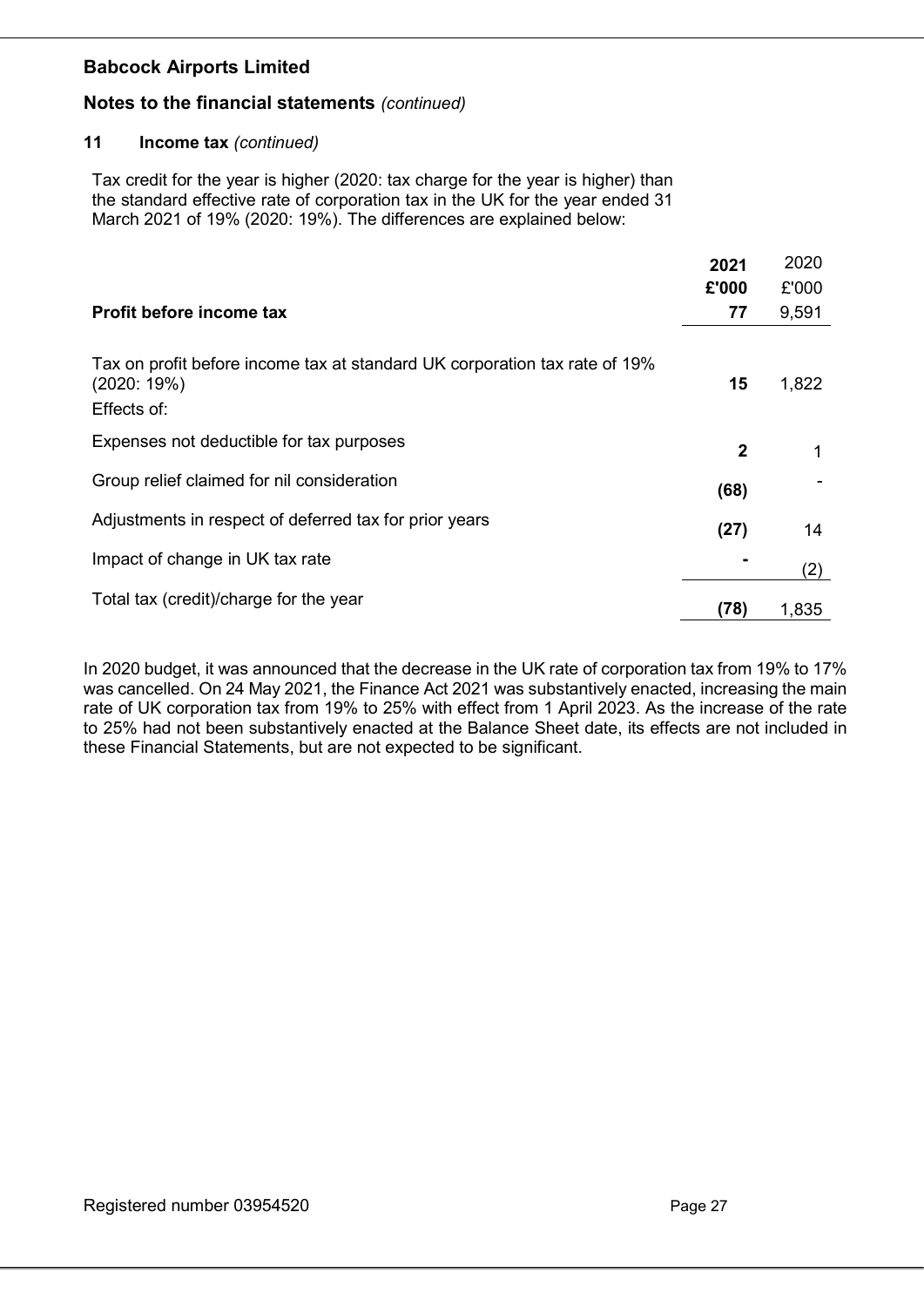**Babcock Airports Limited**

**Notes to the financial statements** *(continued)*

**11 Income tax** *(continued)*

Tax credit for the year is higher (2020: tax charge for the year is higher) than the standard effective rate of corporation tax in the UK for the year ended 31 March 2021 of 19% (2020: 19%). The differences are explained below:

| | 2021 | 2020 |
|---|---|---|
| | £'000 | £'000 |
| **Profit before income tax** | **77** | 9,591 |
| Tax on profit before income tax at standard UK corporation tax rate of 19% (2020: 19%) | **15** | 1,822 |
| Effects of: | | |
| Expenses not deductible for tax purposes | **2** | 1 |
| Group relief claimed for nil consideration | **(68)** | - |
| Adjustments in respect of deferred tax for prior years | **(27)** | 14 |
| Impact of change in UK tax rate | **-** | (2) |
| Total tax (credit)/charge for the year | **(78)** | 1,835 |

In 2020 budget, it was announced that the decrease in the UK rate of corporation tax from 19% to 17% was cancelled. On 24 May 2021, the Finance Act 2021 was substantively enacted, increasing the main rate of UK corporation tax from 19% to 25% with effect from 1 April 2023. As the increase of the rate to 25% had not been substantively enacted at the Balance Sheet date, its effects are not included in these Financial Statements, but are not expected to be significant.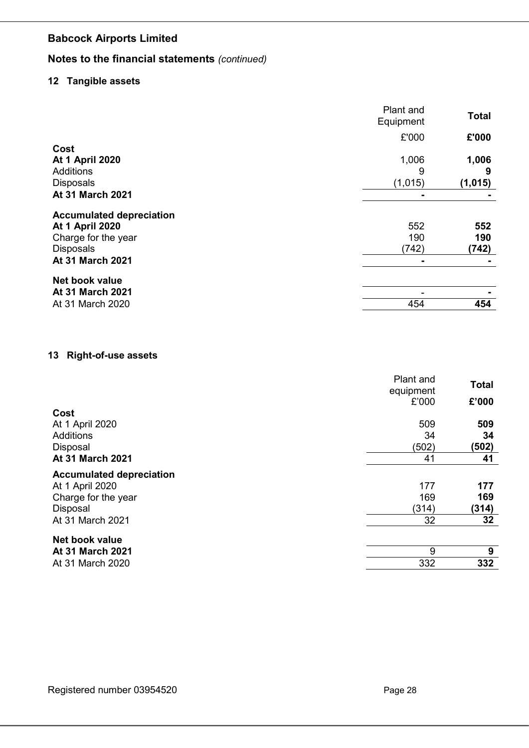## Babcock Airports Limited

## Notes to the financial statements *(continued)*

### 12 Tangible assets

| | Plant and Equipment | **Total** |
|---|---|---|
| | £'000 | **£'000** |
| **Cost** | | |
| **At 1 April 2020** | 1,006 | **1,006** |
| Additions | 9 | **9** |
| Disposals | (1,015) | **(1,015)** |
| **At 31 March 2021** | **-** | **-** |
| **Accumulated depreciation** | | |
| **At 1 April 2020** | 552 | **552** |
| Charge for the year | 190 | **190** |
| Disposals | (742) | **(742)** |
| **At 31 March 2021** | **-** | **-** |
| **Net book value** | | |
| **At 31 March 2021** | - | **-** |
| At 31 March 2020 | 454 | **454** |

### 13 Right-of-use assets

| | Plant and equipment | **Total** |
|---|---|---|
| | £'000 | **£'000** |
| **Cost** | | |
| At 1 April 2020 | 509 | **509** |
| Additions | 34 | **34** |
| Disposal | (502) | **(502)** |
| **At 31 March 2021** | 41 | **41** |
| **Accumulated depreciation** | | |
| At 1 April 2020 | 177 | **177** |
| Charge for the year | 169 | **169** |
| Disposal | (314) | **(314)** |
| At 31 March 2021 | 32 | **32** |
| **Net book value** | | |
| **At 31 March 2021** | 9 | **9** |
| At 31 March 2020 | 332 | **332** |

Registered number 03954520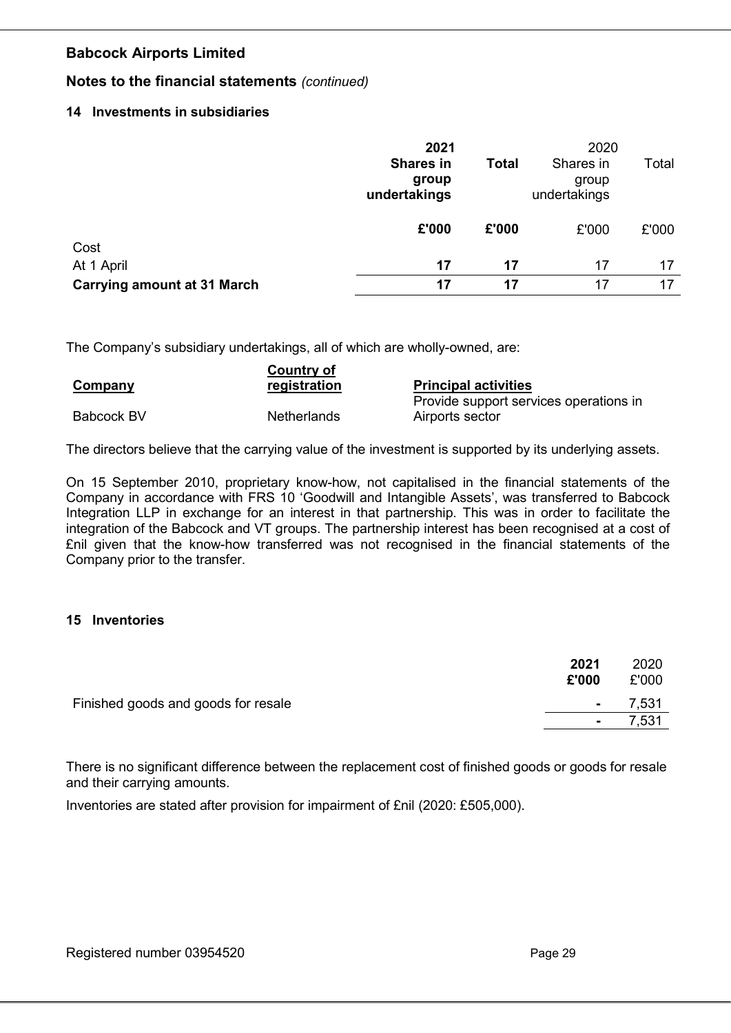# Babcock Airports Limited

## Notes to the financial statements *(continued)*

### 14 Investments in subsidiaries

| | 2021 Shares in group undertakings | Total | 2020 Shares in group undertakings | Total |
|---|---|---|---|---|
| | **£'000** | **£'000** | £'000 | £'000 |
| Cost | | | | |
| At 1 April | **17** | **17** | 17 | 17 |
| **Carrying amount at 31 March** | **17** | **17** | 17 | 17 |

The Company's subsidiary undertakings, all of which are wholly-owned, are:

| Company | Country of registration | Principal activities |
|---|---|---|
| Babcock BV | Netherlands | Provide support services operations in Airports sector |

The directors believe that the carrying value of the investment is supported by its underlying assets.

On 15 September 2010, proprietary know-how, not capitalised in the financial statements of the Company in accordance with FRS 10 'Goodwill and Intangible Assets', was transferred to Babcock Integration LLP in exchange for an interest in that partnership. This was in order to facilitate the integration of the Babcock and VT groups. The partnership interest has been recognised at a cost of £nil given that the know-how transferred was not recognised in the financial statements of the Company prior to the transfer.

### 15 Inventories

| | 2021 £'000 | 2020 £'000 |
|---|---|---|
| Finished goods and goods for resale | - | 7,531 |
| | - | 7,531 |

There is no significant difference between the replacement cost of finished goods or goods for resale and their carrying amounts.

Inventories are stated after provision for impairment of £nil (2020: £505,000).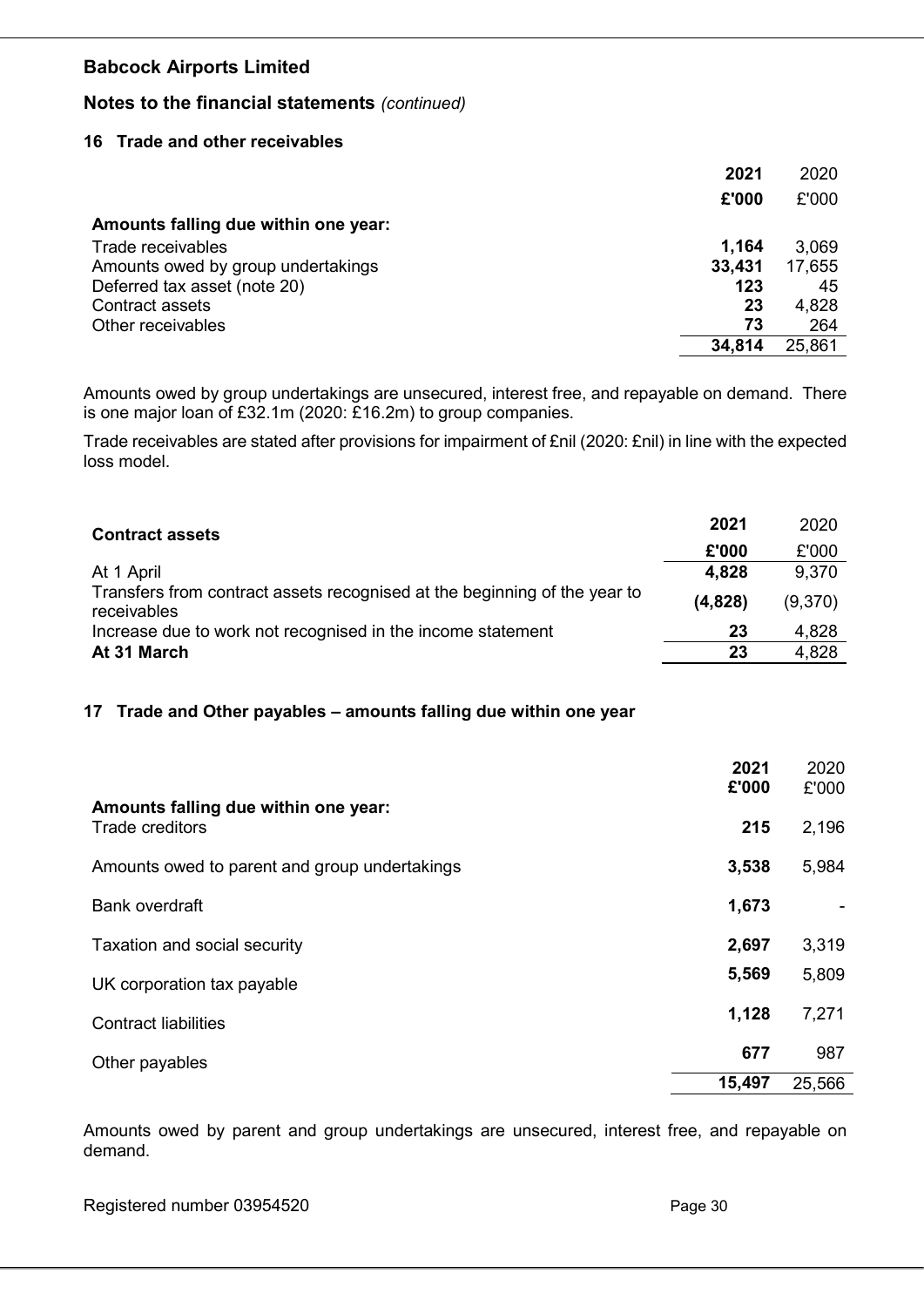## Babcock Airports Limited

### Notes to the financial statements *(continued)*

#### 16 Trade and other receivables

| | 2021 | 2020 |
|---|---|---|
| | £'000 | £'000 |
| **Amounts falling due within one year:** | | |
| Trade receivables | 1,164 | 3,069 |
| Amounts owed by group undertakings | 33,431 | 17,655 |
| Deferred tax asset (note 20) | 123 | 45 |
| Contract assets | 23 | 4,828 |
| Other receivables | 73 | 264 |
| | **34,814** | 25,861 |

Amounts owed by group undertakings are unsecured, interest free, and repayable on demand. There is one major loan of £32.1m (2020: £16.2m) to group companies.

Trade receivables are stated after provisions for impairment of £nil (2020: £nil) in line with the expected loss model.

| **Contract assets** | 2021 | 2020 |
|---|---|---|
| | £'000 | £'000 |
| At 1 April | 4,828 | 9,370 |
| Transfers from contract assets recognised at the beginning of the year to receivables | (4,828) | (9,370) |
| Increase due to work not recognised in the income statement | 23 | 4,828 |
| **At 31 March** | **23** | 4,828 |

#### 17 Trade and Other payables – amounts falling due within one year

| | 2021 | 2020 |
|---|---|---|
| | £'000 | £'000 |
| **Amounts falling due within one year:** | | |
| Trade creditors | 215 | 2,196 |
| Amounts owed to parent and group undertakings | 3,538 | 5,984 |
| Bank overdraft | 1,673 | - |
| Taxation and social security | 2,697 | 3,319 |
| UK corporation tax payable | 5,569 | 5,809 |
| Contract liabilities | 1,128 | 7,271 |
| Other payables | 677 | 987 |
| | **15,497** | 25,566 |

Amounts owed by parent and group undertakings are unsecured, interest free, and repayable on demand.

Registered number 03954520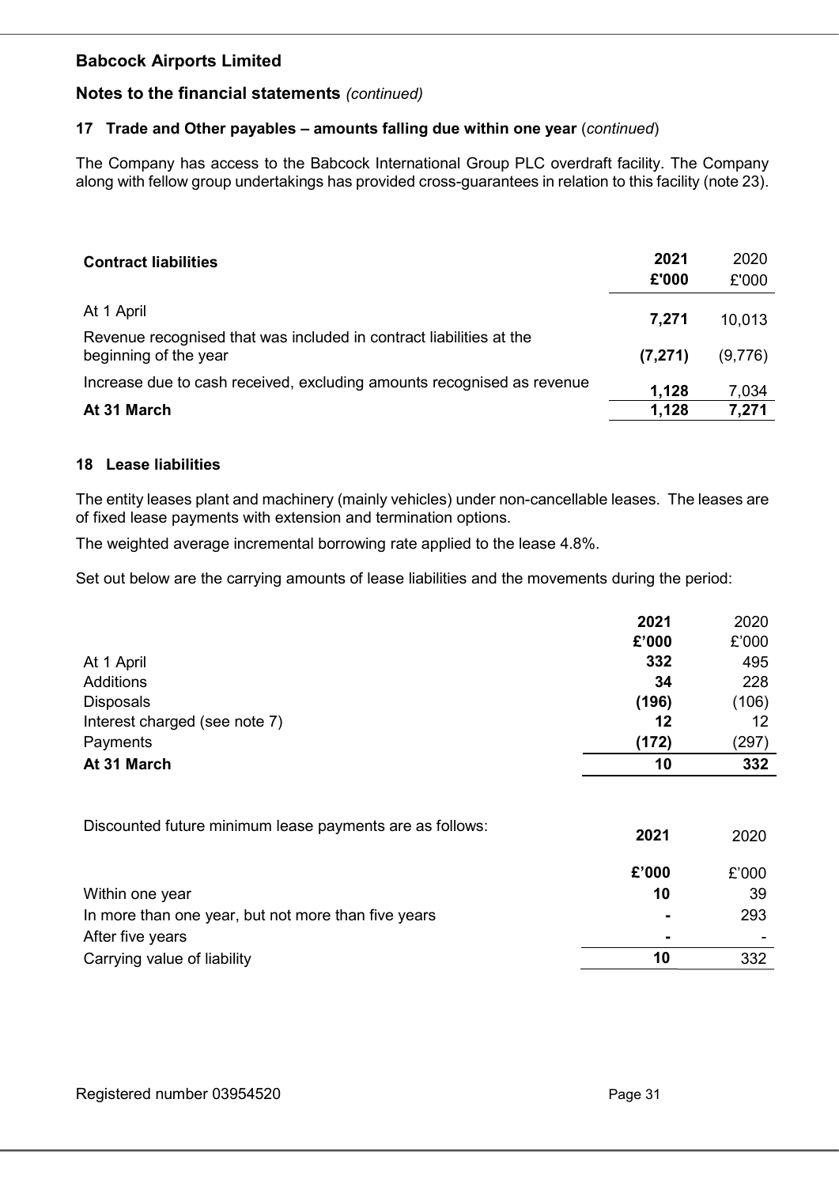## Babcock Airports Limited

### Notes to the financial statements *(continued)*

#### 17 Trade and Other payables – amounts falling due within one year (*continued*)

The Company has access to the Babcock International Group PLC overdraft facility. The Company along with fellow group undertakings has provided cross-guarantees in relation to this facility (note 23).

| **Contract liabilities** | **2021** | 2020 |
|---|---|---|
| | **£'000** | £'000 |
| At 1 April | **7,271** | 10,013 |
| Revenue recognised that was included in contract liabilities at the beginning of the year | **(7,271)** | (9,776) |
| Increase due to cash received, excluding amounts recognised as revenue | **1,128** | 7,034 |
| **At 31 March** | **1,128** | **7,271** |

#### 18 Lease liabilities

The entity leases plant and machinery (mainly vehicles) under non-cancellable leases. The leases are of fixed lease payments with extension and termination options.

The weighted average incremental borrowing rate applied to the lease 4.8%.

Set out below are the carrying amounts of lease liabilities and the movements during the period:

| | **2021** | 2020 |
|---|---|---|
| | **£'000** | £'000 |
| At 1 April | **332** | 495 |
| Additions | **34** | 228 |
| Disposals | **(196)** | (106) |
| Interest charged (see note 7) | **12** | 12 |
| Payments | **(172)** | (297) |
| **At 31 March** | **10** | **332** |

| Discounted future minimum lease payments are as follows: | **2021** | 2020 |
|---|---|---|
| | **£'000** | £'000 |
| Within one year | **10** | 39 |
| In more than one year, but not more than five years | **-** | 293 |
| After five years | **-** | - |
| Carrying value of liability | **10** | 332 |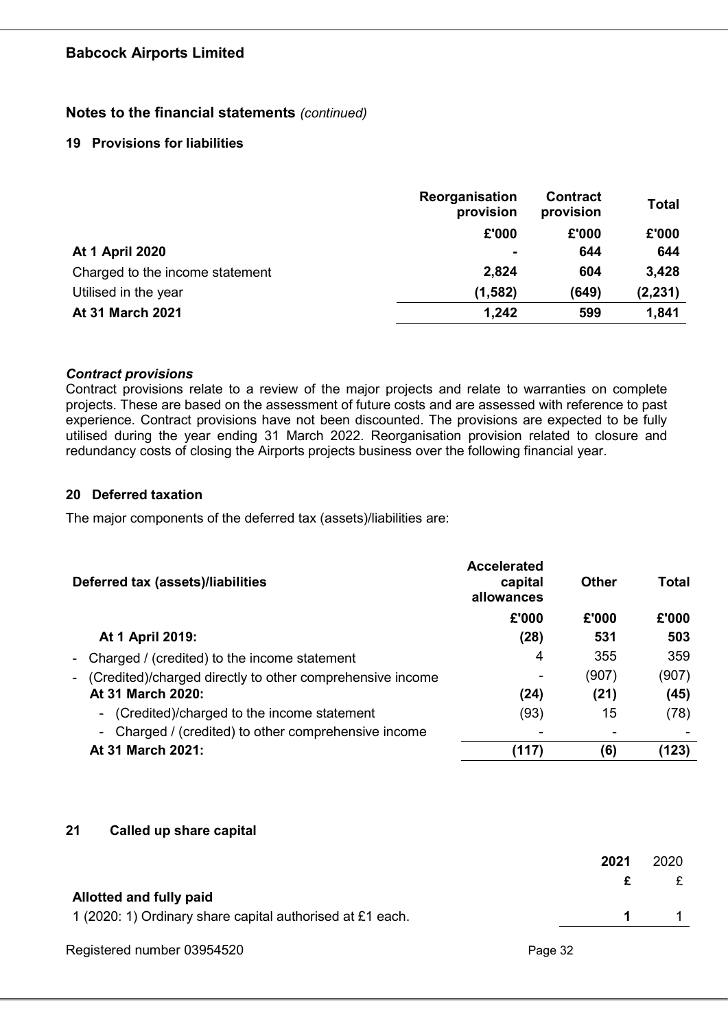**Babcock Airports Limited**

## Notes to the financial statements *(continued)*

### 19 Provisions for liabilities

| | Reorganisation provision | Contract provision | Total |
|---|---|---|---|
| | £'000 | £'000 | £'000 |
| **At 1 April 2020** | **-** | **644** | **644** |
| Charged to the income statement | **2,824** | **604** | **3,428** |
| Utilised in the year | **(1,582)** | **(649)** | **(2,231)** |
| **At 31 March 2021** | **1,242** | **599** | **1,841** |

***Contract provisions***

Contract provisions relate to a review of the major projects and relate to warranties on complete projects. These are based on the assessment of future costs and are assessed with reference to past experience. Contract provisions have not been discounted. The provisions are expected to be fully utilised during the year ending 31 March 2022. Reorganisation provision related to closure and redundancy costs of closing the Airports projects business over the following financial year.

### 20 Deferred taxation

The major components of the deferred tax (assets)/liabilities are:

| Deferred tax (assets)/liabilities | Accelerated capital allowances | Other | Total |
|---|---|---|---|
| | £'000 | £'000 | £'000 |
| **At 1 April 2019:** | **(28)** | **531** | **503** |
| - Charged / (credited) to the income statement | 4 | 355 | 359 |
| - (Credited)/charged directly to other comprehensive income | - | (907) | (907) |
| **At 31 March 2020:** | **(24)** | **(21)** | **(45)** |
| - (Credited)/charged to the income statement | (93) | 15 | (78) |
| - Charged / (credited) to other comprehensive income | - | - | - |
| **At 31 March 2021:** | **(117)** | **(6)** | **(123)** |

### 21 Called up share capital

| | 2021 | 2020 |
|---|---|---|
| | £ | £ |
| **Allotted and fully paid** | | |
| 1 (2020: 1) Ordinary share capital authorised at £1 each. | **1** | 1 |

Registered number 03954520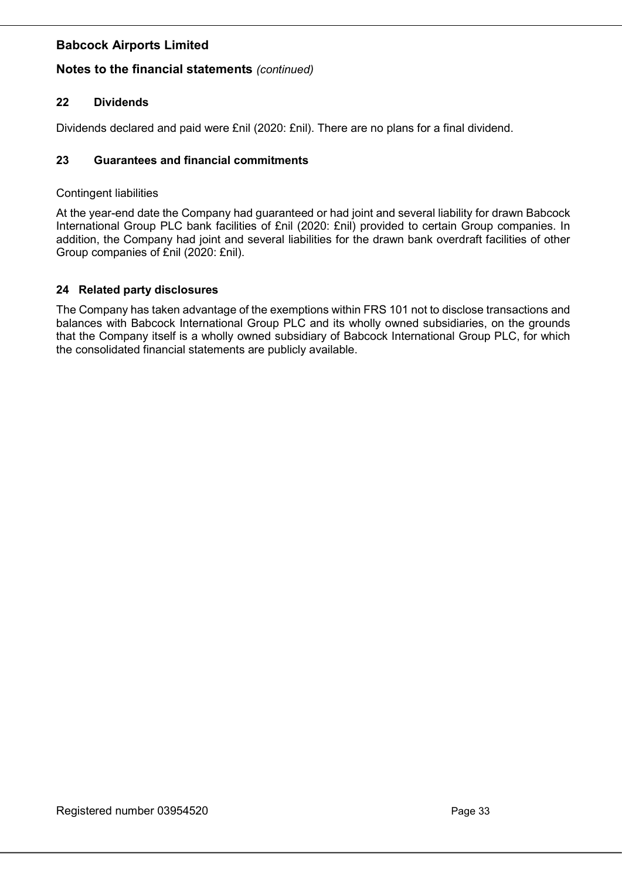## Notes to the financial statements *(continued)*

### 22 Dividends

Dividends declared and paid were £nil (2020: £nil). There are no plans for a final dividend.

### 23 Guarantees and financial commitments

Contingent liabilities

At the year-end date the Company had guaranteed or had joint and several liability for drawn Babcock International Group PLC bank facilities of £nil (2020: £nil) provided to certain Group companies. In addition, the Company had joint and several liabilities for the drawn bank overdraft facilities of other Group companies of £nil (2020: £nil).

### 24 Related party disclosures

The Company has taken advantage of the exemptions within FRS 101 not to disclose transactions and balances with Babcock International Group PLC and its wholly owned subsidiaries, on the grounds that the Company itself is a wholly owned subsidiary of Babcock International Group PLC, for which the consolidated financial statements are publicly available.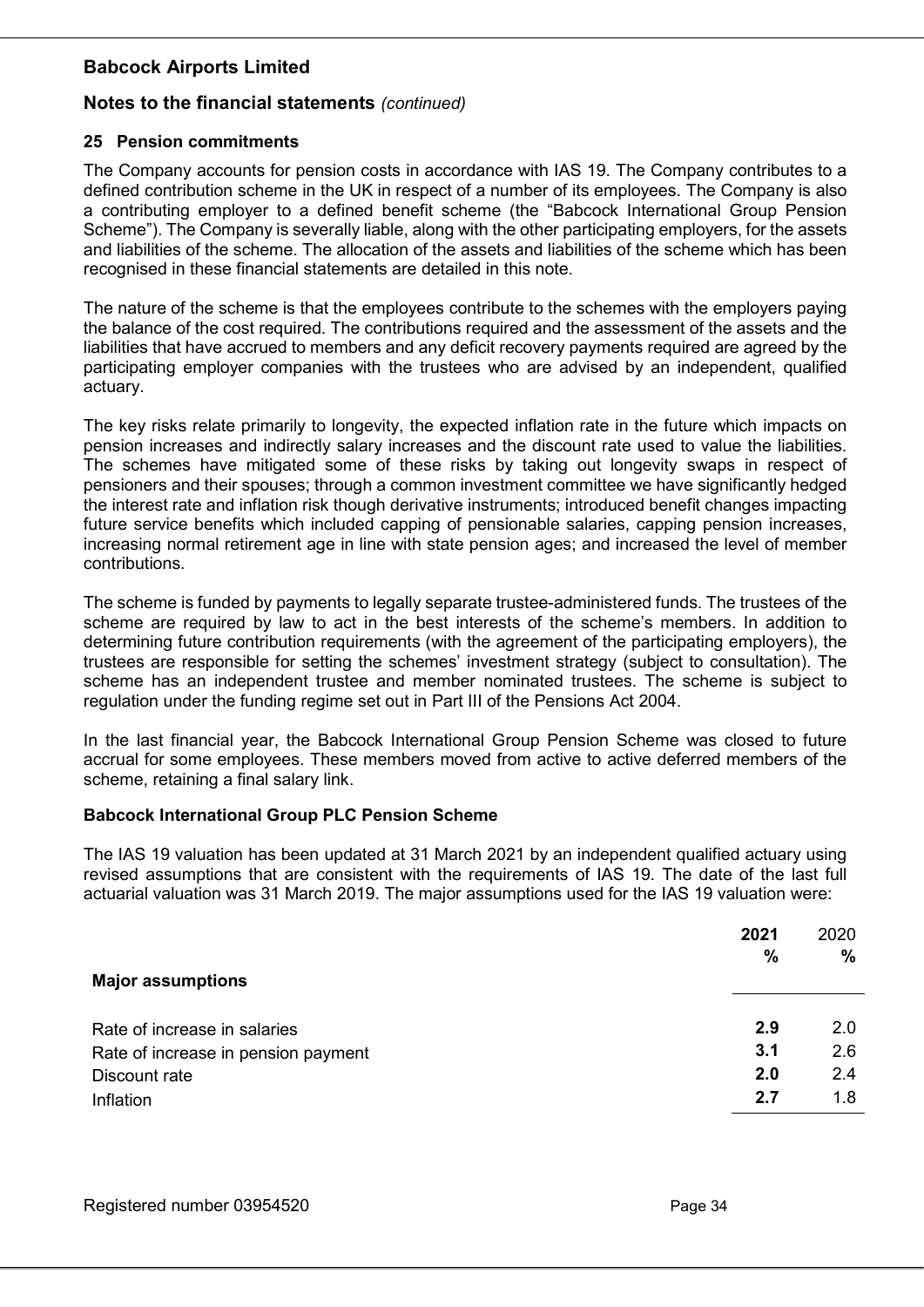## Babcock Airports Limited

### Notes to the financial statements *(continued)*

#### 25 Pension commitments

The Company accounts for pension costs in accordance with IAS 19. The Company contributes to a defined contribution scheme in the UK in respect of a number of its employees. The Company is also a contributing employer to a defined benefit scheme (the "Babcock International Group Pension Scheme"). The Company is severally liable, along with the other participating employers, for the assets and liabilities of the scheme. The allocation of the assets and liabilities of the scheme which has been recognised in these financial statements are detailed in this note.

The nature of the scheme is that the employees contribute to the schemes with the employers paying the balance of the cost required. The contributions required and the assessment of the assets and the liabilities that have accrued to members and any deficit recovery payments required are agreed by the participating employer companies with the trustees who are advised by an independent, qualified actuary.

The key risks relate primarily to longevity, the expected inflation rate in the future which impacts on pension increases and indirectly salary increases and the discount rate used to value the liabilities. The schemes have mitigated some of these risks by taking out longevity swaps in respect of pensioners and their spouses; through a common investment committee we have significantly hedged the interest rate and inflation risk though derivative instruments; introduced benefit changes impacting future service benefits which included capping of pensionable salaries, capping pension increases, increasing normal retirement age in line with state pension ages; and increased the level of member contributions.

The scheme is funded by payments to legally separate trustee-administered funds. The trustees of the scheme are required by law to act in the best interests of the scheme's members. In addition to determining future contribution requirements (with the agreement of the participating employers), the trustees are responsible for setting the schemes' investment strategy (subject to consultation). The scheme has an independent trustee and member nominated trustees. The scheme is subject to regulation under the funding regime set out in Part III of the Pensions Act 2004.

In the last financial year, the Babcock International Group Pension Scheme was closed to future accrual for some employees. These members moved from active to active deferred members of the scheme, retaining a final salary link.

**Babcock International Group PLC Pension Scheme**

The IAS 19 valuation has been updated at 31 March 2021 by an independent qualified actuary using revised assumptions that are consistent with the requirements of IAS 19. The date of the last full actuarial valuation was 31 March 2019. The major assumptions used for the IAS 19 valuation were:

| **Major assumptions** | **2021 %** | 2020 % |
|---|---|---|
| Rate of increase in salaries | **2.9** | 2.0 |
| Rate of increase in pension payment | **3.1** | 2.6 |
| Discount rate | **2.0** | 2.4 |
| Inflation | **2.7** | 1.8 |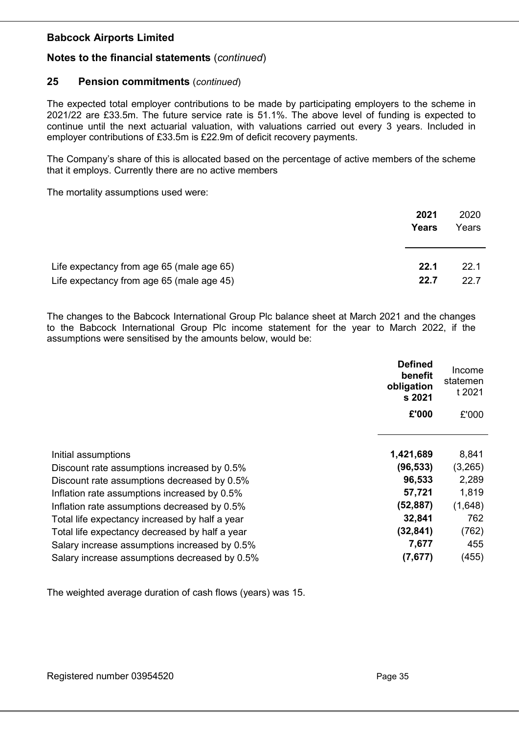**Babcock Airports Limited**

**Notes to the financial statements** (*continued*)

## 25 Pension commitments (*continued*)

The expected total employer contributions to be made by participating employers to the scheme in 2021/22 are £33.5m. The future service rate is 51.1%. The above level of funding is expected to continue until the next actuarial valuation, with valuations carried out every 3 years. Included in employer contributions of £33.5m is £22.9m of deficit recovery payments.

The Company's share of this is allocated based on the percentage of active members of the scheme that it employs. Currently there are no active members

The mortality assumptions used were:

| | **2021 Years** | 2020 Years |
|---|---|---|
| Life expectancy from age 65 (male age 65) | **22.1** | 22.1 |
| Life expectancy from age 65 (male age 45) | **22.7** | 22.7 |

The changes to the Babcock International Group Plc balance sheet at March 2021 and the changes to the Babcock International Group Plc income statement for the year to March 2022, if the assumptions were sensitised by the amounts below, would be:

| | **Defined benefit obligations 2021** | Income statement 2021 |
|---|---|---|
| | **£'000** | £'000 |
| Initial assumptions | **1,421,689** | 8,841 |
| Discount rate assumptions increased by 0.5% | **(96,533)** | (3,265) |
| Discount rate assumptions decreased by 0.5% | **96,533** | 2,289 |
| Inflation rate assumptions increased by 0.5% | **57,721** | 1,819 |
| Inflation rate assumptions decreased by 0.5% | **(52,887)** | (1,648) |
| Total life expectancy increased by half a year | **32,841** | 762 |
| Total life expectancy decreased by half a year | **(32,841)** | (762) |
| Salary increase assumptions increased by 0.5% | **7,677** | 455 |
| Salary increase assumptions decreased by 0.5% | **(7,677)** | (455) |

The weighted average duration of cash flows (years) was 15.

Registered number 03954520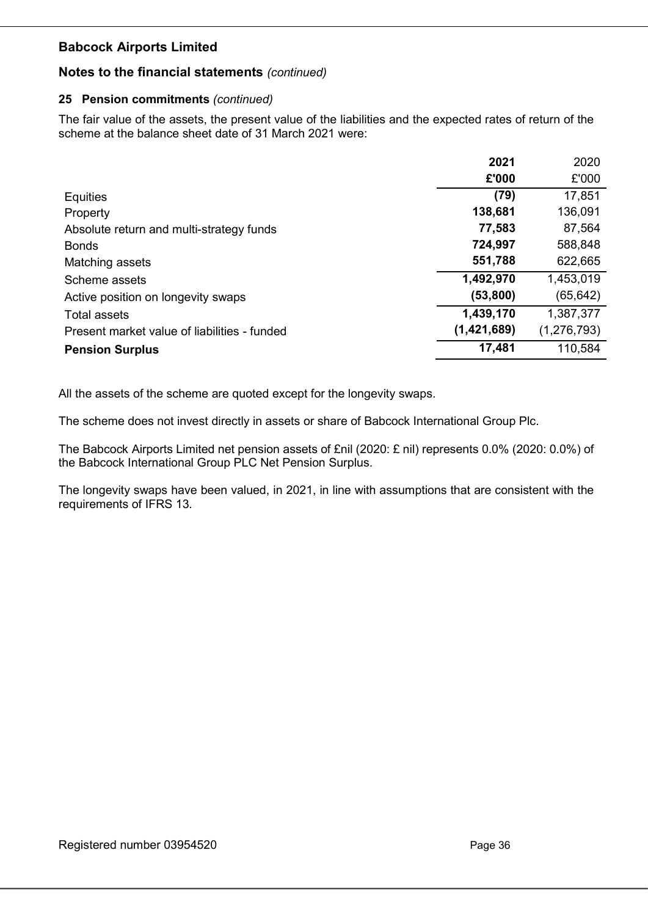**Babcock Airports Limited**

**Notes to the financial statements** *(continued)*

**25 Pension commitments** *(continued)*

The fair value of the assets, the present value of the liabilities and the expected rates of return of the scheme at the balance sheet date of 31 March 2021 were:

| | **2021** | 2020 |
|---|---|---|
| | **£'000** | £'000 |
| Equities | **(79)** | 17,851 |
| Property | **138,681** | 136,091 |
| Absolute return and multi-strategy funds | **77,583** | 87,564 |
| Bonds | **724,997** | 588,848 |
| Matching assets | **551,788** | 622,665 |
| Scheme assets | **1,492,970** | 1,453,019 |
| Active position on longevity swaps | **(53,800)** | (65,642) |
| Total assets | **1,439,170** | 1,387,377 |
| Present market value of liabilities - funded | **(1,421,689)** | (1,276,793) |
| **Pension Surplus** | **17,481** | 110,584 |

All the assets of the scheme are quoted except for the longevity swaps.

The scheme does not invest directly in assets or share of Babcock International Group Plc.

The Babcock Airports Limited net pension assets of £nil (2020: £ nil) represents 0.0% (2020: 0.0%) of the Babcock International Group PLC Net Pension Surplus.

The longevity swaps have been valued, in 2021, in line with assumptions that are consistent with the requirements of IFRS 13.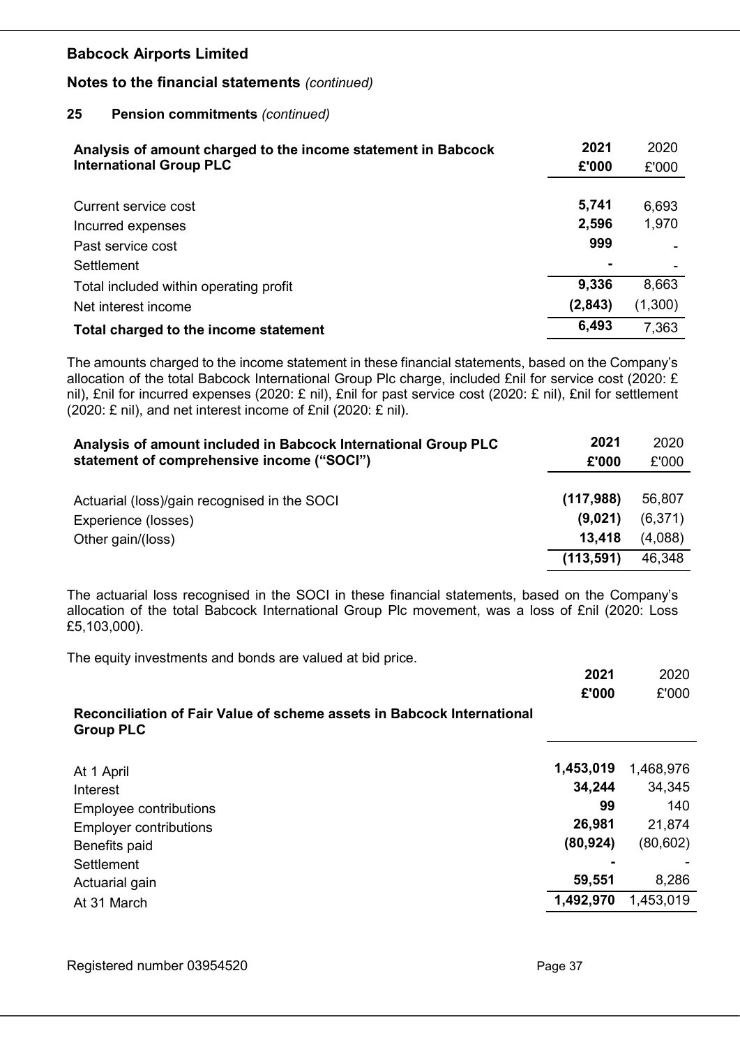## Babcock Airports Limited

### Notes to the financial statements *(continued)*

#### 25 Pension commitments *(continued)*

| Analysis of amount charged to the income statement in Babcock International Group PLC | 2021 £'000 | 2020 £'000 |
|---|---|---|
| Current service cost | **5,741** | 6,693 |
| Incurred expenses | **2,596** | 1,970 |
| Past service cost | **999** | - |
| Settlement | **-** | - |
| Total included within operating profit | **9,336** | 8,663 |
| Net interest income | **(2,843)** | (1,300) |
| **Total charged to the income statement** | **6,493** | 7,363 |

The amounts charged to the income statement in these financial statements, based on the Company's allocation of the total Babcock International Group Plc charge, included £nil for service cost (2020: £ nil), £nil for incurred expenses (2020: £ nil), £nil for past service cost (2020: £ nil), £nil for settlement (2020: £ nil), and net interest income of £nil (2020: £ nil).

| Analysis of amount included in Babcock International Group PLC statement of comprehensive income ("SOCI") | 2021 £'000 | 2020 £'000 |
|---|---|---|
| Actuarial (loss)/gain recognised in the SOCI | **(117,988)** | 56,807 |
| Experience (losses) | **(9,021)** | (6,371) |
| Other gain/(loss) | **13,418** | (4,088) |
| | **(113,591)** | 46,348 |

The actuarial loss recognised in the SOCI in these financial statements, based on the Company's allocation of the total Babcock International Group Plc movement, was a loss of £nil (2020: Loss £5,103,000).

The equity investments and bonds are valued at bid price.

| Reconciliation of Fair Value of scheme assets in Babcock International Group PLC | 2021 £'000 | 2020 £'000 |
|---|---|---|
| At 1 April | **1,453,019** | 1,468,976 |
| Interest | **34,244** | 34,345 |
| Employee contributions | **99** | 140 |
| Employer contributions | **26,981** | 21,874 |
| Benefits paid | **(80,924)** | (80,602) |
| Settlement | **-** | - |
| Actuarial gain | **59,551** | 8,286 |
| At 31 March | **1,492,970** | 1,453,019 |

Registered number 03954520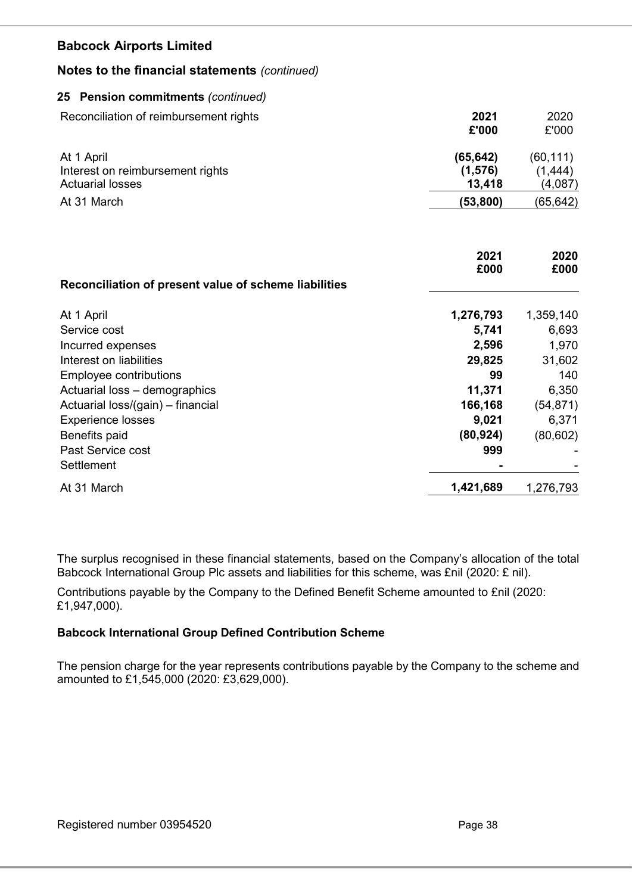**Babcock Airports Limited**

**Notes to the financial statements** *(continued)*

**25 Pension commitments** *(continued)*

| Reconciliation of reimbursement rights | 2021 £'000 | 2020 £'000 |
|---|---|---|
| At 1 April | **(65,642)** | (60,111) |
| Interest on reimbursement rights | **(1,576)** | (1,444) |
| Actuarial losses | **13,418** | (4,087) |
| At 31 March | **(53,800)** | (65,642) |

| Reconciliation of present value of scheme liabilities | 2021 £000 | 2020 £000 |
|---|---|---|
| At 1 April | **1,276,793** | 1,359,140 |
| Service cost | **5,741** | 6,693 |
| Incurred expenses | **2,596** | 1,970 |
| Interest on liabilities | **29,825** | 31,602 |
| Employee contributions | **99** | 140 |
| Actuarial loss – demographics | **11,371** | 6,350 |
| Actuarial loss/(gain) – financial | **166,168** | (54,871) |
| Experience losses | **9,021** | 6,371 |
| Benefits paid | **(80,924)** | (80,602) |
| Past Service cost | **999** | - |
| Settlement | **-** | - |
| At 31 March | **1,421,689** | 1,276,793 |

The surplus recognised in these financial statements, based on the Company's allocation of the total Babcock International Group Plc assets and liabilities for this scheme, was £nil (2020: £ nil).

Contributions payable by the Company to the Defined Benefit Scheme amounted to £nil (2020: £1,947,000).

**Babcock International Group Defined Contribution Scheme**

The pension charge for the year represents contributions payable by the Company to the scheme and amounted to £1,545,000 (2020: £3,629,000).

Registered number 03954520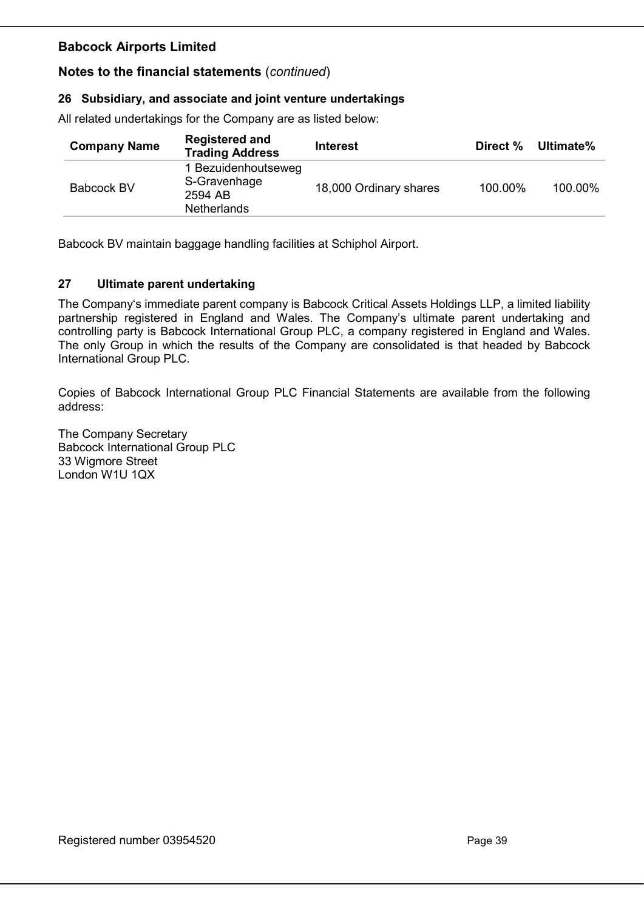# Babcock Airports Limited

## Notes to the financial statements (*continued*)

### 26 Subsidiary, and associate and joint venture undertakings

All related undertakings for the Company are as listed below:

| Company Name | Registered and Trading Address | Interest | Direct % | Ultimate% |
|---|---|---|---|---|
| Babcock BV | 1 Bezuidenhoutseweg S-Gravenhage 2594 AB Netherlands | 18,000 Ordinary shares | 100.00% | 100.00% |

Babcock BV maintain baggage handling facilities at Schiphol Airport.

### 27 Ultimate parent undertaking

The Company's immediate parent company is Babcock Critical Assets Holdings LLP, a limited liability partnership registered in England and Wales. The Company's ultimate parent undertaking and controlling party is Babcock International Group PLC, a company registered in England and Wales. The only Group in which the results of the Company are consolidated is that headed by Babcock International Group PLC.

Copies of Babcock International Group PLC Financial Statements are available from the following address:

The Company Secretary
Babcock International Group PLC
33 Wigmore Street
London W1U 1QX